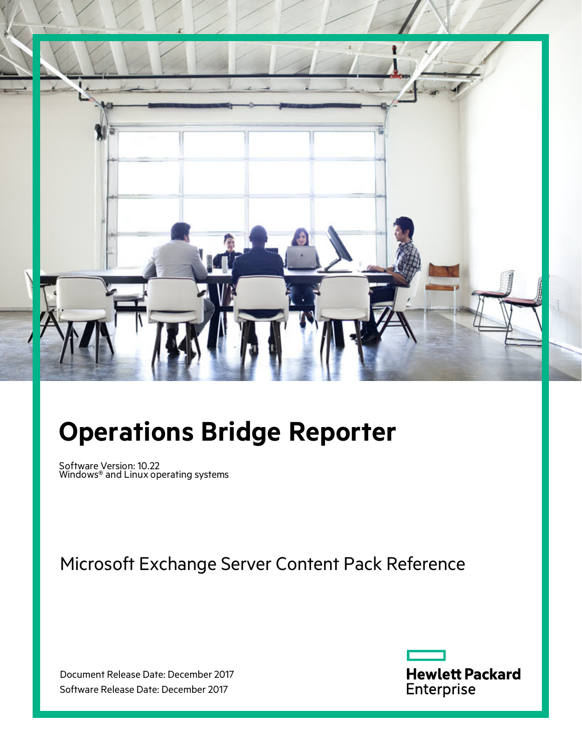# Operations Bridge Reporter

Software Version: 10.22
Windows® and Linux operating systems

## Microsoft Exchange Server Content Pack Reference

Document Release Date: December 2017
Software Release Date: December 2017

Hewlett Packard Enterprise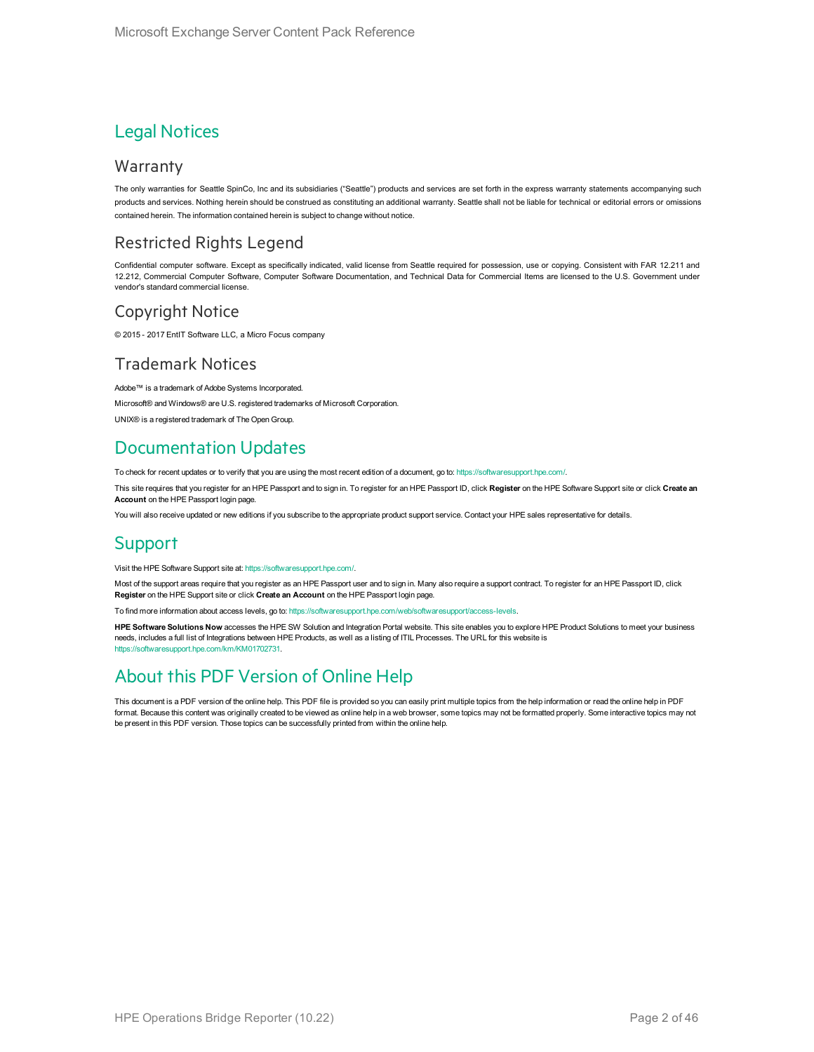# Legal Notices

## Warranty

The only warranties for Seattle SpinCo, Inc and its subsidiaries ("Seattle") products and services are set forth in the express warranty statements accompanying such products and services. Nothing herein should be construed as constituting an additional warranty. Seattle shall not be liable for technical or editorial errors or omissions contained herein. The information contained herein is subject to change without notice.

## Restricted Rights Legend

Confidential computer software. Except as specifically indicated, valid license from Seattle required for possession, use or copying. Consistent with FAR 12.211 and 12.212, Commercial Computer Software, Computer Software Documentation, and Technical Data for Commercial Items are licensed to the U.S. Government under vendor's standard commercial license.

## Copyright Notice

© 2015 - 2017 EntIT Software LLC, a Micro Focus company

## Trademark Notices

Adobe™ is a trademark of Adobe Systems Incorporated.

Microsoft® and Windows® are U.S. registered trademarks of Microsoft Corporation.

UNIX® is a registered trademark of The Open Group.

# Documentation Updates

To check for recent updates or to verify that you are using the most recent edition of a document, go to: https://softwaresupport.hpe.com/.

This site requires that you register for an HPE Passport and to sign in. To register for an HPE Passport ID, click **Register** on the HPE Software Support site or click **Create an Account** on the HPE Passport login page.

You will also receive updated or new editions if you subscribe to the appropriate product support service. Contact your HPE sales representative for details.

# Support

Visit the HPE Software Support site at: https://softwaresupport.hpe.com/.

Most of the support areas require that you register as an HPE Passport user and to sign in. Many also require a support contract. To register for an HPE Passport ID, click **Register** on the HPE Support site or click **Create an Account** on the HPE Passport login page.

To find more information about access levels, go to: https://softwaresupport.hpe.com/web/softwaresupport/access-levels.

**HPE Software Solutions Now** accesses the HPE SW Solution and Integration Portal website. This site enables you to explore HPE Product Solutions to meet your business needs, includes a full list of Integrations between HPE Products, as well as a listing of ITIL Processes. The URL for this website is https://softwaresupport.hpe.com/km/KM01702731.

# About this PDF Version of Online Help

This document is a PDF version of the online help. This PDF file is provided so you can easily print multiple topics from the help information or read the online help in PDF format. Because this content was originally created to be viewed as online help in a web browser, some topics may not be formatted properly. Some interactive topics may not be present in this PDF version. Those topics can be successfully printed from within the online help.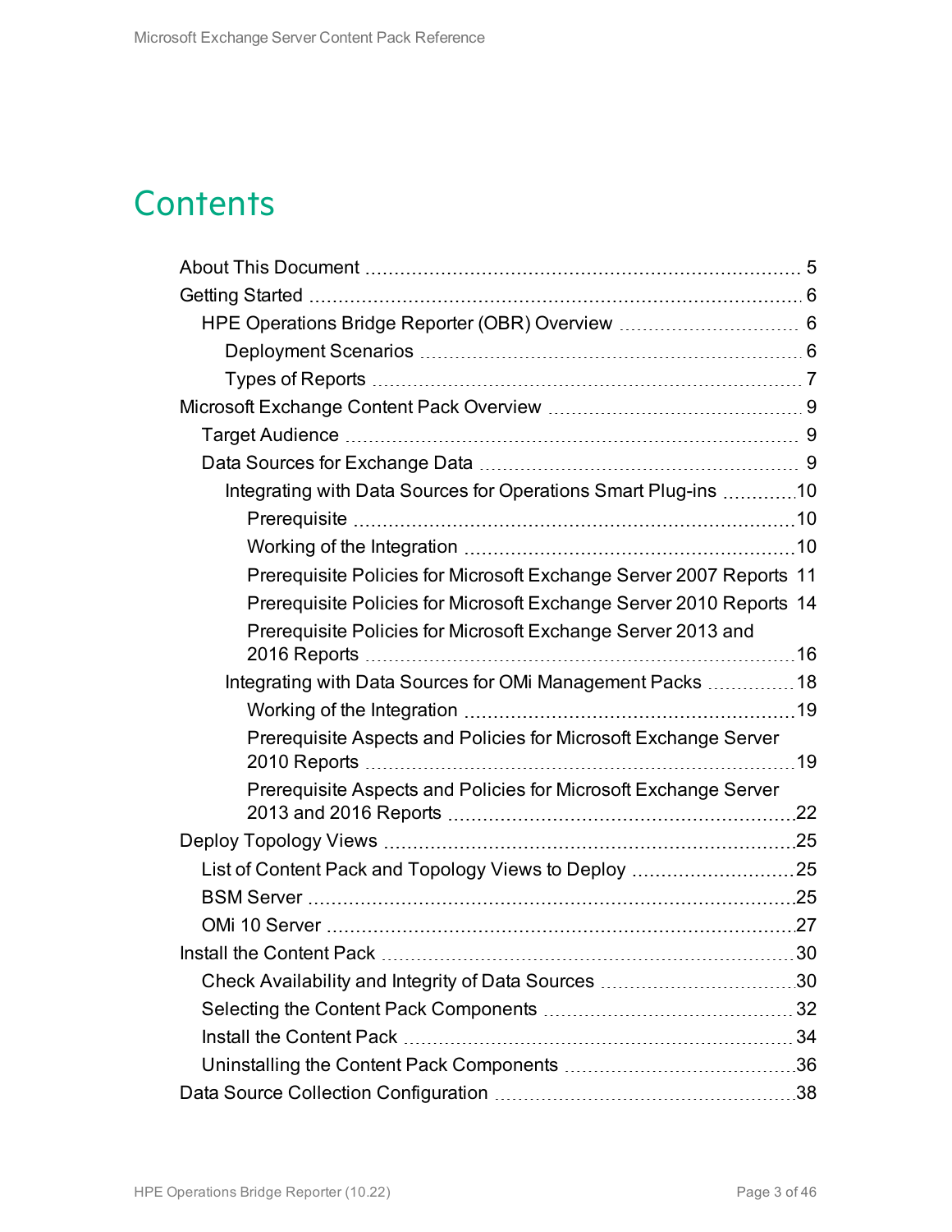# Contents

- About This Document 5
- Getting Started 6
  - HPE Operations Bridge Reporter (OBR) Overview 6
    - Deployment Scenarios 6
    - Types of Reports 7
- Microsoft Exchange Content Pack Overview 9
  - Target Audience 9
  - Data Sources for Exchange Data 9
    - Integrating with Data Sources for Operations Smart Plug-ins 10
      - Prerequisite 10
      - Working of the Integration 10
      - Prerequisite Policies for Microsoft Exchange Server 2007 Reports 11
      - Prerequisite Policies for Microsoft Exchange Server 2010 Reports 14
      - Prerequisite Policies for Microsoft Exchange Server 2013 and 2016 Reports 16
    - Integrating with Data Sources for OMi Management Packs 18
      - Working of the Integration 19
      - Prerequisite Aspects and Policies for Microsoft Exchange Server 2010 Reports 19
      - Prerequisite Aspects and Policies for Microsoft Exchange Server 2013 and 2016 Reports 22
- Deploy Topology Views 25
  - List of Content Pack and Topology Views to Deploy 25
  - BSM Server 25
  - OMi 10 Server 27
- Install the Content Pack 30
  - Check Availability and Integrity of Data Sources 30
  - Selecting the Content Pack Components 32
  - Install the Content Pack 34
  - Uninstalling the Content Pack Components 36
- Data Source Collection Configuration 38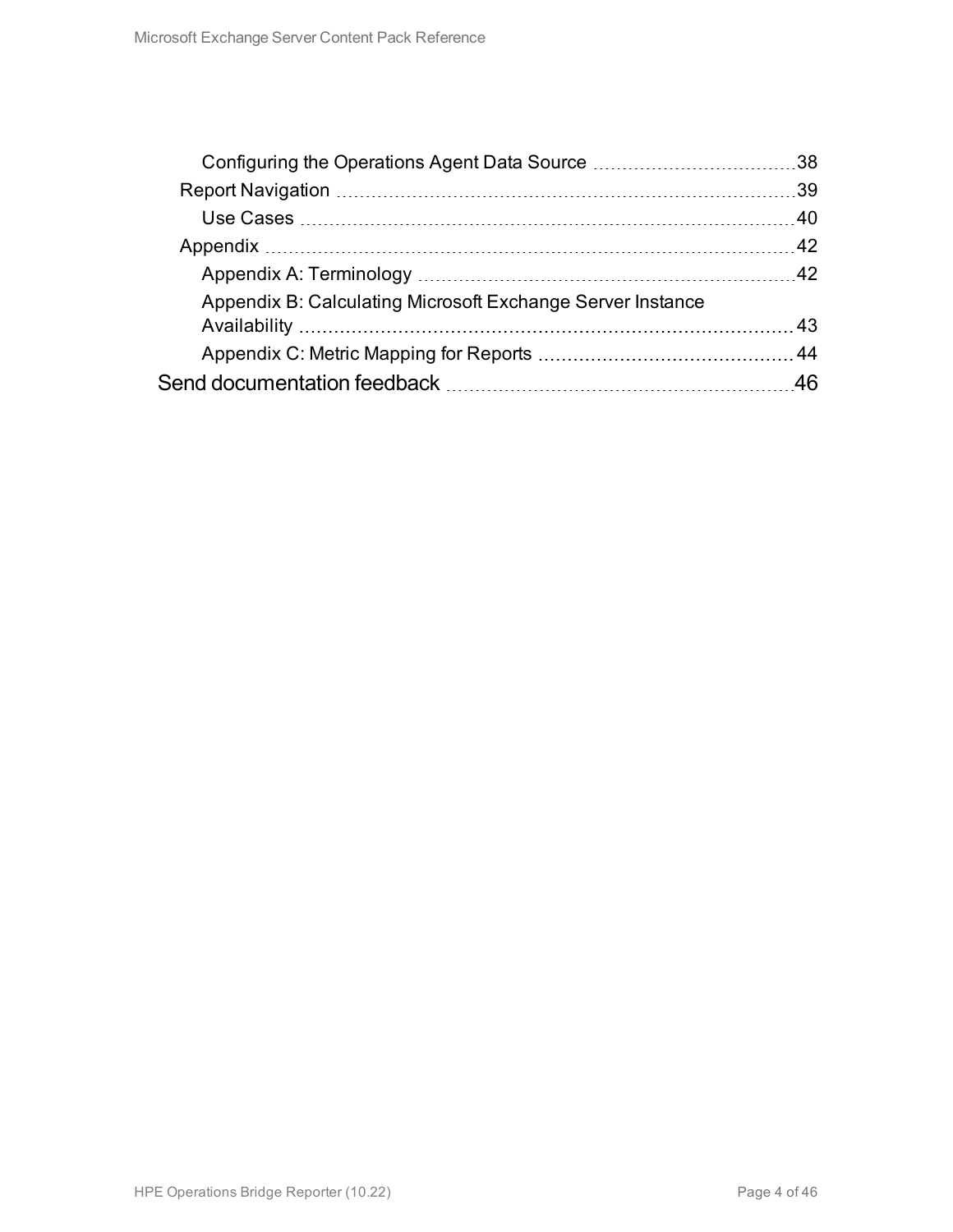- Configuring the Operations Agent Data Source ... 38
- Report Navigation ... 39
  - Use Cases ... 40
- Appendix ... 42
  - Appendix A: Terminology ... 42
  - Appendix B: Calculating Microsoft Exchange Server Instance Availability ... 43
  - Appendix C: Metric Mapping for Reports ... 44

Send documentation feedback ... 46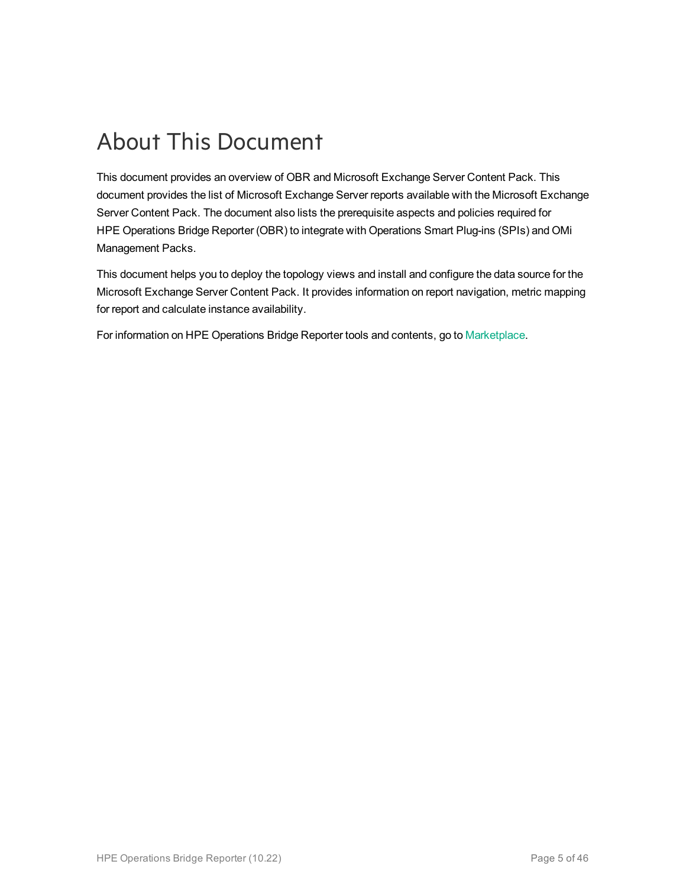# About This Document

This document provides an overview of OBR and Microsoft Exchange Server Content Pack. This document provides the list of Microsoft Exchange Server reports available with the Microsoft Exchange Server Content Pack. The document also lists the prerequisite aspects and policies required for HPE Operations Bridge Reporter (OBR) to integrate with Operations Smart Plug-ins (SPIs) and OMi Management Packs.

This document helps you to deploy the topology views and install and configure the data source for the Microsoft Exchange Server Content Pack. It provides information on report navigation, metric mapping for report and calculate instance availability.

For information on HPE Operations Bridge Reporter tools and contents, go to Marketplace.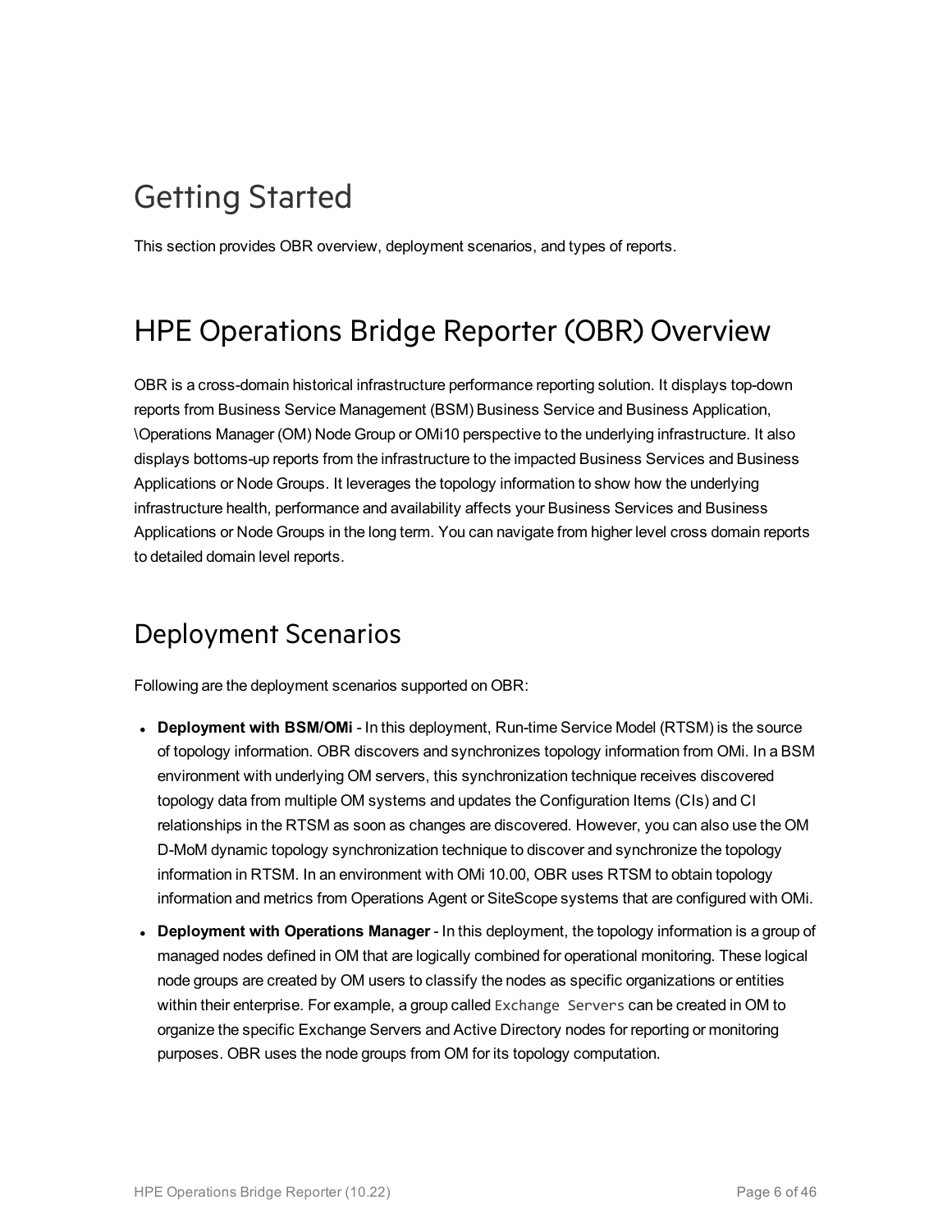# Getting Started

This section provides OBR overview, deployment scenarios, and types of reports.

# HPE Operations Bridge Reporter (OBR) Overview

OBR is a cross-domain historical infrastructure performance reporting solution. It displays top-down reports from Business Service Management (BSM) Business Service and Business Application, \Operations Manager (OM) Node Group or OMi10 perspective to the underlying infrastructure. It also displays bottoms-up reports from the infrastructure to the impacted Business Services and Business Applications or Node Groups. It leverages the topology information to show how the underlying infrastructure health, performance and availability affects your Business Services and Business Applications or Node Groups in the long term. You can navigate from higher level cross domain reports to detailed domain level reports.

## Deployment Scenarios

Following are the deployment scenarios supported on OBR:

- **Deployment with BSM/OMi** - In this deployment, Run-time Service Model (RTSM) is the source of topology information. OBR discovers and synchronizes topology information from OMi. In a BSM environment with underlying OM servers, this synchronization technique receives discovered topology data from multiple OM systems and updates the Configuration Items (CIs) and CI relationships in the RTSM as soon as changes are discovered. However, you can also use the OM D-MoM dynamic topology synchronization technique to discover and synchronize the topology information in RTSM. In an environment with OMi 10.00, OBR uses RTSM to obtain topology information and metrics from Operations Agent or SiteScope systems that are configured with OMi.
- **Deployment with Operations Manager** - In this deployment, the topology information is a group of managed nodes defined in OM that are logically combined for operational monitoring. These logical node groups are created by OM users to classify the nodes as specific organizations or entities within their enterprise. For example, a group called `Exchange Servers` can be created in OM to organize the specific Exchange Servers and Active Directory nodes for reporting or monitoring purposes. OBR uses the node groups from OM for its topology computation.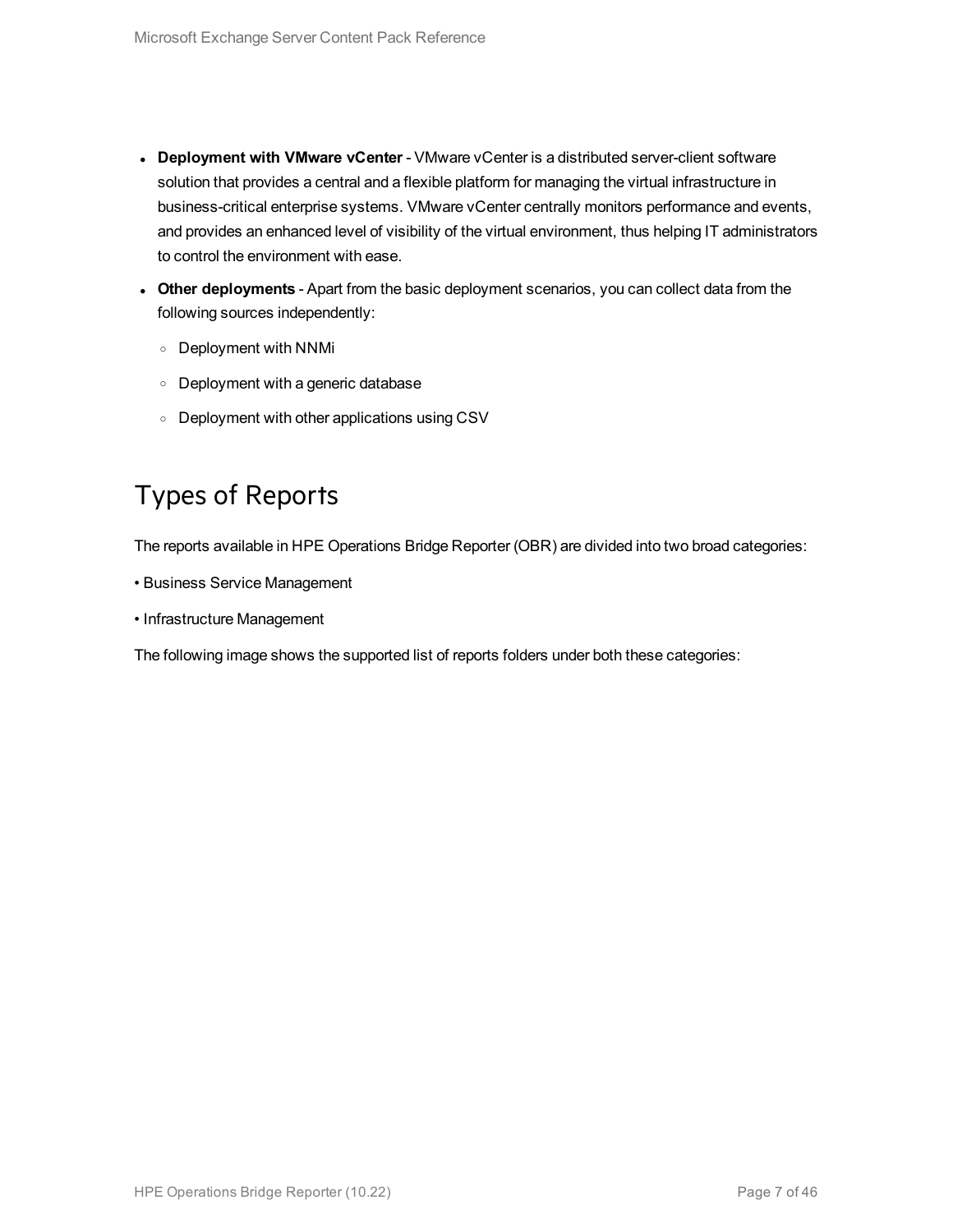- **Deployment with VMware vCenter** - VMware vCenter is a distributed server-client software solution that provides a central and a flexible platform for managing the virtual infrastructure in business-critical enterprise systems. VMware vCenter centrally monitors performance and events, and provides an enhanced level of visibility of the virtual environment, thus helping IT administrators to control the environment with ease.
- **Other deployments** - Apart from the basic deployment scenarios, you can collect data from the following sources independently:
  - Deployment with NNMi
  - Deployment with a generic database
  - Deployment with other applications using CSV

## Types of Reports

The reports available in HPE Operations Bridge Reporter (OBR) are divided into two broad categories:

• Business Service Management

• Infrastructure Management

The following image shows the supported list of reports folders under both these categories: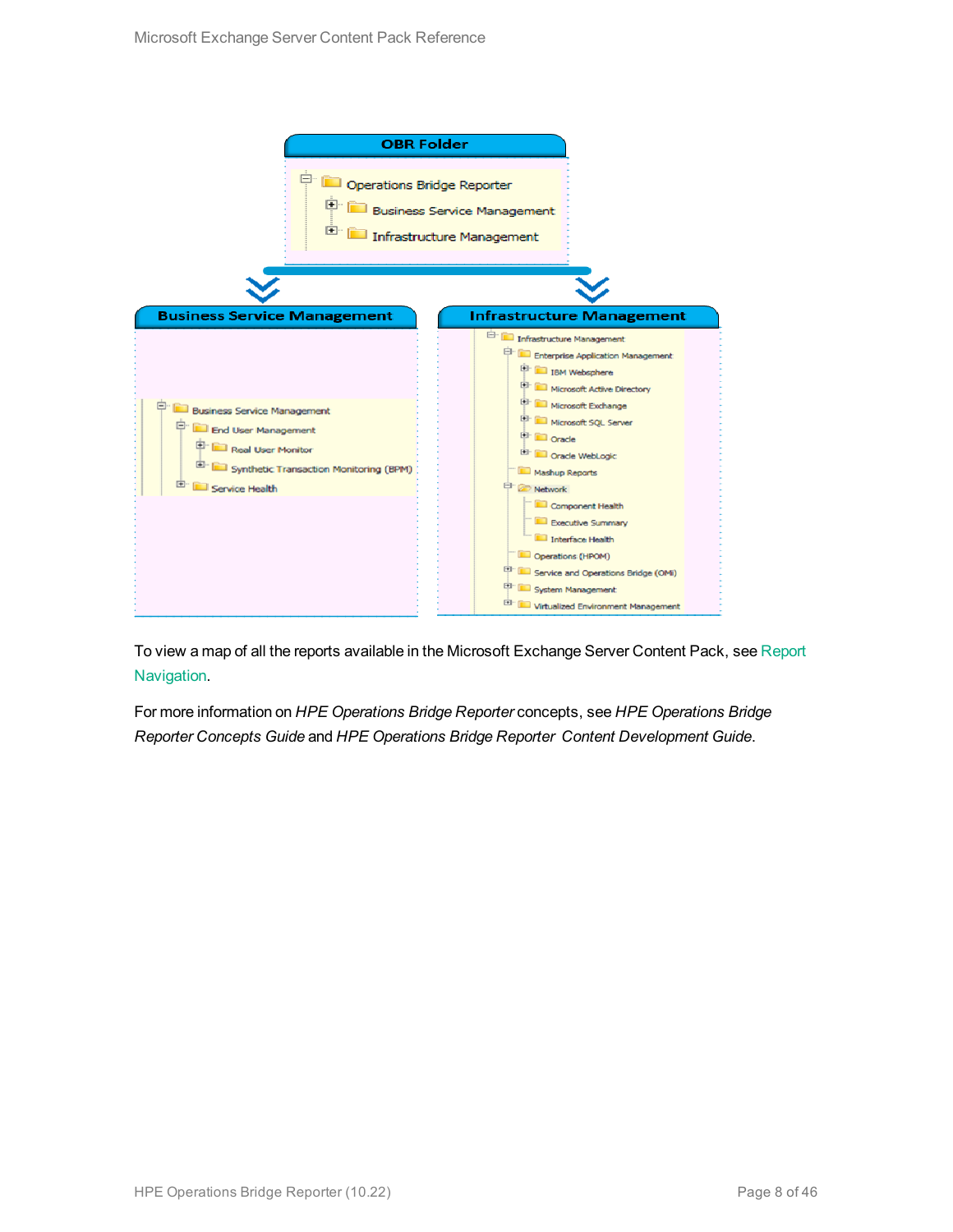OBR Folder

- Operations Bridge Reporter
  - Business Service Management
  - Infrastructure Management

Business Service Management

- Business Service Management
  - End User Management
    - Real User Monitor
    - Synthetic Transaction Monitoring (BPM)
  - Service Health

Infrastructure Management

- Infrastructure Management
  - Enterprise Application Management
    - IBM Websphere
    - Microsoft Active Directory
    - Microsoft Exchange
    - Microsoft SQL Server
    - Oracle
    - Oracle WebLogic
  - Mashup Reports
  - Network
    - Component Health
    - Executive Summary
    - Interface Health
  - Operations (HPOM)
  - Service and Operations Bridge (OMi)
  - System Management
  - Virtualized Environment Management

To view a map of all the reports available in the Microsoft Exchange Server Content Pack, see Report Navigation.

For more information on *HPE Operations Bridge Reporter* concepts, see *HPE Operations Bridge Reporter Concepts Guide* and *HPE Operations Bridge Reporter Content Development Guide*.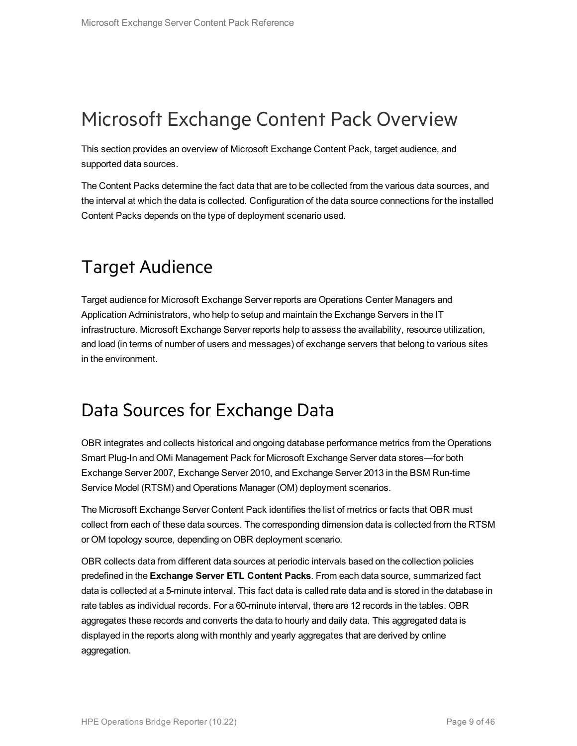# Microsoft Exchange Content Pack Overview

This section provides an overview of Microsoft Exchange Content Pack, target audience, and supported data sources.

The Content Packs determine the fact data that are to be collected from the various data sources, and the interval at which the data is collected. Configuration of the data source connections for the installed Content Packs depends on the type of deployment scenario used.

# Target Audience

Target audience for Microsoft Exchange Server reports are Operations Center Managers and Application Administrators, who help to setup and maintain the Exchange Servers in the IT infrastructure. Microsoft Exchange Server reports help to assess the availability, resource utilization, and load (in terms of number of users and messages) of exchange servers that belong to various sites in the environment.

# Data Sources for Exchange Data

OBR integrates and collects historical and ongoing database performance metrics from the Operations Smart Plug-In and OMi Management Pack for Microsoft Exchange Server data stores—for both Exchange Server 2007, Exchange Server 2010, and Exchange Server 2013 in the BSM Run-time Service Model (RTSM) and Operations Manager (OM) deployment scenarios.

The Microsoft Exchange Server Content Pack identifies the list of metrics or facts that OBR must collect from each of these data sources. The corresponding dimension data is collected from the RTSM or OM topology source, depending on OBR deployment scenario.

OBR collects data from different data sources at periodic intervals based on the collection policies predefined in the **Exchange Server ETL Content Packs**. From each data source, summarized fact data is collected at a 5-minute interval. This fact data is called rate data and is stored in the database in rate tables as individual records. For a 60-minute interval, there are 12 records in the tables. OBR aggregates these records and converts the data to hourly and daily data. This aggregated data is displayed in the reports along with monthly and yearly aggregates that are derived by online aggregation.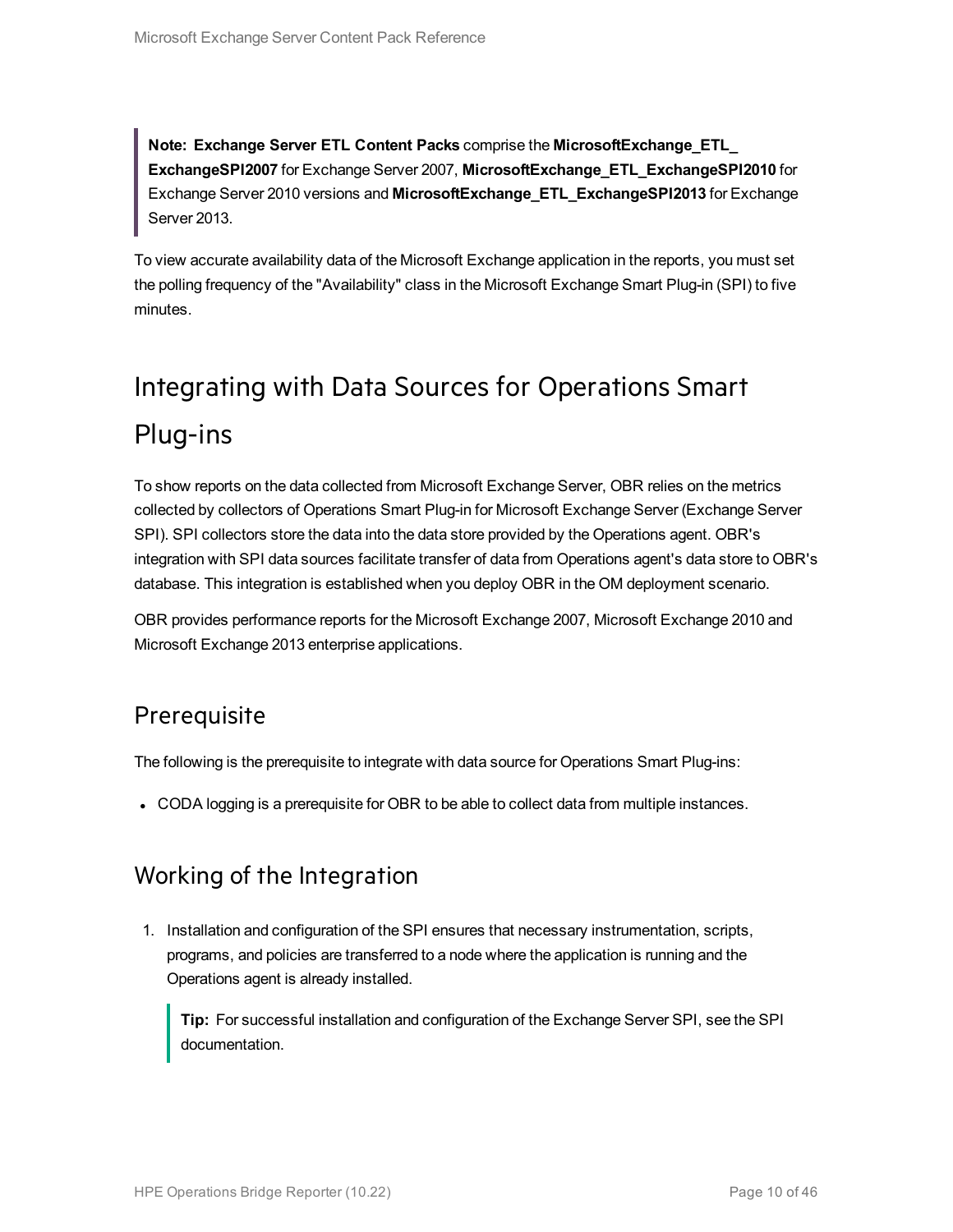> **Note: Exchange Server ETL Content Packs** comprise the **MicrosoftExchange_ETL_ExchangeSPI2007** for Exchange Server 2007, **MicrosoftExchange_ETL_ExchangeSPI2010** for Exchange Server 2010 versions and **MicrosoftExchange_ETL_ExchangeSPI2013** for Exchange Server 2013.

To view accurate availability data of the Microsoft Exchange application in the reports, you must set the polling frequency of the "Availability" class in the Microsoft Exchange Smart Plug-in (SPI) to five minutes.

# Integrating with Data Sources for Operations Smart Plug-ins

To show reports on the data collected from Microsoft Exchange Server, OBR relies on the metrics collected by collectors of Operations Smart Plug-in for Microsoft Exchange Server (Exchange Server SPI). SPI collectors store the data into the data store provided by the Operations agent. OBR's integration with SPI data sources facilitate transfer of data from Operations agent's data store to OBR's database. This integration is established when you deploy OBR in the OM deployment scenario.

OBR provides performance reports for the Microsoft Exchange 2007, Microsoft Exchange 2010 and Microsoft Exchange 2013 enterprise applications.

## Prerequisite

The following is the prerequisite to integrate with data source for Operations Smart Plug-ins:

- CODA logging is a prerequisite for OBR to be able to collect data from multiple instances.

## Working of the Integration

1. Installation and configuration of the SPI ensures that necessary instrumentation, scripts, programs, and policies are transferred to a node where the application is running and the Operations agent is already installed.

   > **Tip:** For successful installation and configuration of the Exchange Server SPI, see the SPI documentation.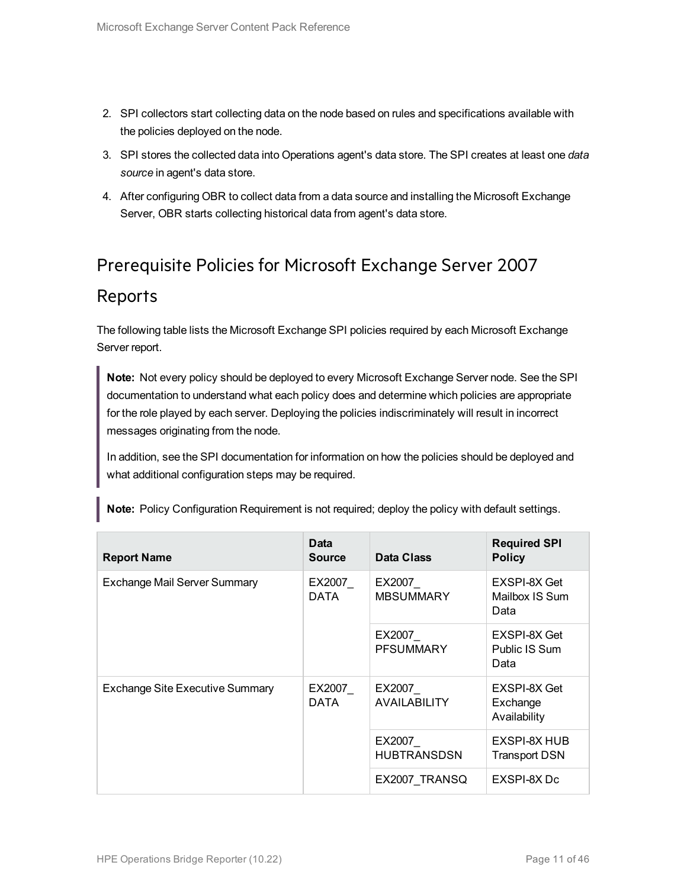2. SPI collectors start collecting data on the node based on rules and specifications available with the policies deployed on the node.
3. SPI stores the collected data into Operations agent's data store. The SPI creates at least one *data source* in agent's data store.
4. After configuring OBR to collect data from a data source and installing the Microsoft Exchange Server, OBR starts collecting historical data from agent's data store.

## Prerequisite Policies for Microsoft Exchange Server 2007 Reports

The following table lists the Microsoft Exchange SPI policies required by each Microsoft Exchange Server report.

> **Note:** Not every policy should be deployed to every Microsoft Exchange Server node. See the SPI documentation to understand what each policy does and determine which policies are appropriate for the role played by each server. Deploying the policies indiscriminately will result in incorrect messages originating from the node.
>
> In addition, see the SPI documentation for information on how the policies should be deployed and what additional configuration steps may be required.

> **Note:** Policy Configuration Requirement is not required; deploy the policy with default settings.

| Report Name | Data Source | Data Class | Required SPI Policy |
|---|---|---|---|
| Exchange Mail Server Summary | EX2007_DATA | EX2007_MBSUMMARY | EXSPI-8X Get Mailbox IS Sum Data |
| | | EX2007_PFSUMMARY | EXSPI-8X Get Public IS Sum Data |
| Exchange Site Executive Summary | EX2007_DATA | EX2007_AVAILABILITY | EXSPI-8X Get Exchange Availability |
| | | EX2007_HUBTRANSDSN | EXSPI-8X HUB Transport DSN |
| | | EX2007_TRANSQ | EXSPI-8X Dc |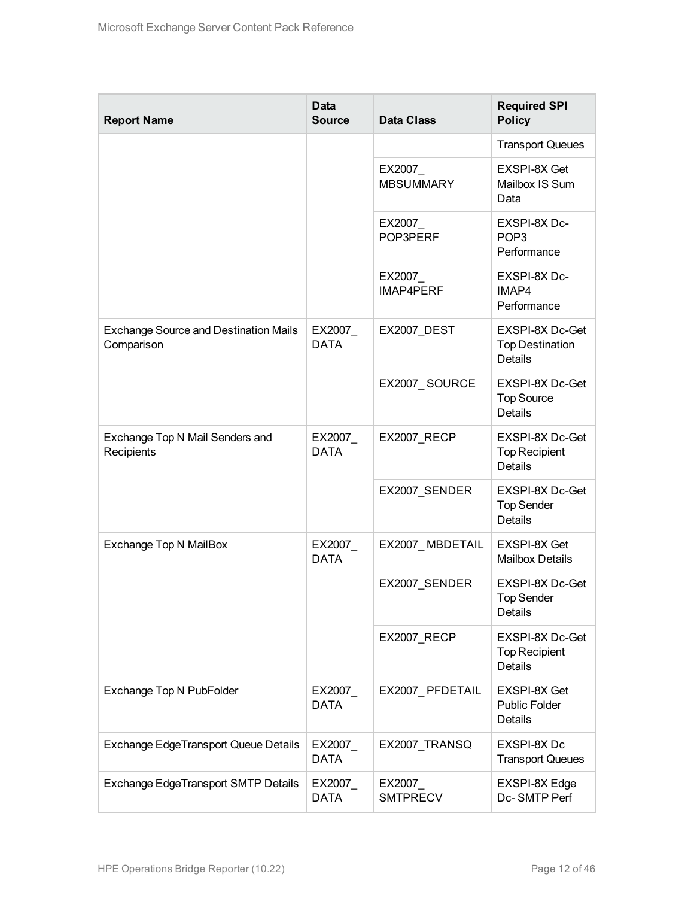| Report Name | Data Source | Data Class | Required SPI Policy |
| --- | --- | --- | --- |
| | | | Transport Queues |
| | | EX2007_ MBSUMMARY | EXSPI-8X Get Mailbox IS Sum Data |
| | | EX2007_ POP3PERF | EXSPI-8X Dc-POP3 Performance |
| | | EX2007_ IMAP4PERF | EXSPI-8X Dc-IMAP4 Performance |
| Exchange Source and Destination Mails Comparison | EX2007_ DATA | EX2007_DEST | EXSPI-8X Dc-Get Top Destination Details |
| | | EX2007_ SOURCE | EXSPI-8X Dc-Get Top Source Details |
| Exchange Top N Mail Senders and Recipients | EX2007_ DATA | EX2007_RECP | EXSPI-8X Dc-Get Top Recipient Details |
| | | EX2007_SENDER | EXSPI-8X Dc-Get Top Sender Details |
| Exchange Top N MailBox | EX2007_ DATA | EX2007_ MBDETAIL | EXSPI-8X Get Mailbox Details |
| | | EX2007_SENDER | EXSPI-8X Dc-Get Top Sender Details |
| | | EX2007_RECP | EXSPI-8X Dc-Get Top Recipient Details |
| Exchange Top N PubFolder | EX2007_ DATA | EX2007_ PFDETAIL | EXSPI-8X Get Public Folder Details |
| Exchange EdgeTransport Queue Details | EX2007_ DATA | EX2007_TRANSQ | EXSPI-8X Dc Transport Queues |
| Exchange EdgeTransport SMTP Details | EX2007_ DATA | EX2007_ SMTPRECV | EXSPI-8X Edge Dc- SMTP Perf |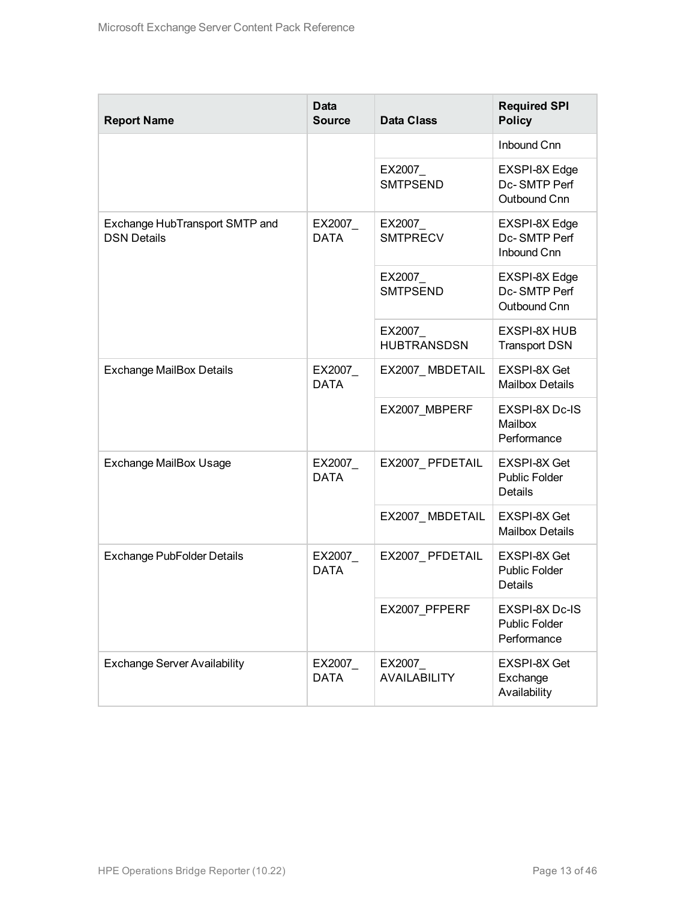| Report Name | Data Source | Data Class | Required SPI Policy |
|---|---|---|---|
| | | | Inbound Cnn |
| | | EX2007_ SMTPSEND | EXSPI-8X Edge Dc- SMTP Perf Outbound Cnn |
| Exchange HubTransport SMTP and DSN Details | EX2007_ DATA | EX2007_ SMTPRECV | EXSPI-8X Edge Dc- SMTP Perf Inbound Cnn |
| | | EX2007_ SMTPSEND | EXSPI-8X Edge Dc- SMTP Perf Outbound Cnn |
| | | EX2007_ HUBTRANSDSN | EXSPI-8X HUB Transport DSN |
| Exchange MailBox Details | EX2007_ DATA | EX2007_ MBDETAIL | EXSPI-8X Get Mailbox Details |
| | | EX2007_MBPERF | EXSPI-8X Dc-IS Mailbox Performance |
| Exchange MailBox Usage | EX2007_ DATA | EX2007_ PFDETAIL | EXSPI-8X Get Public Folder Details |
| | | EX2007_ MBDETAIL | EXSPI-8X Get Mailbox Details |
| Exchange PubFolder Details | EX2007_ DATA | EX2007_ PFDETAIL | EXSPI-8X Get Public Folder Details |
| | | EX2007_PFPERF | EXSPI-8X Dc-IS Public Folder Performance |
| Exchange Server Availability | EX2007_ DATA | EX2007_ AVAILABILITY | EXSPI-8X Get Exchange Availability |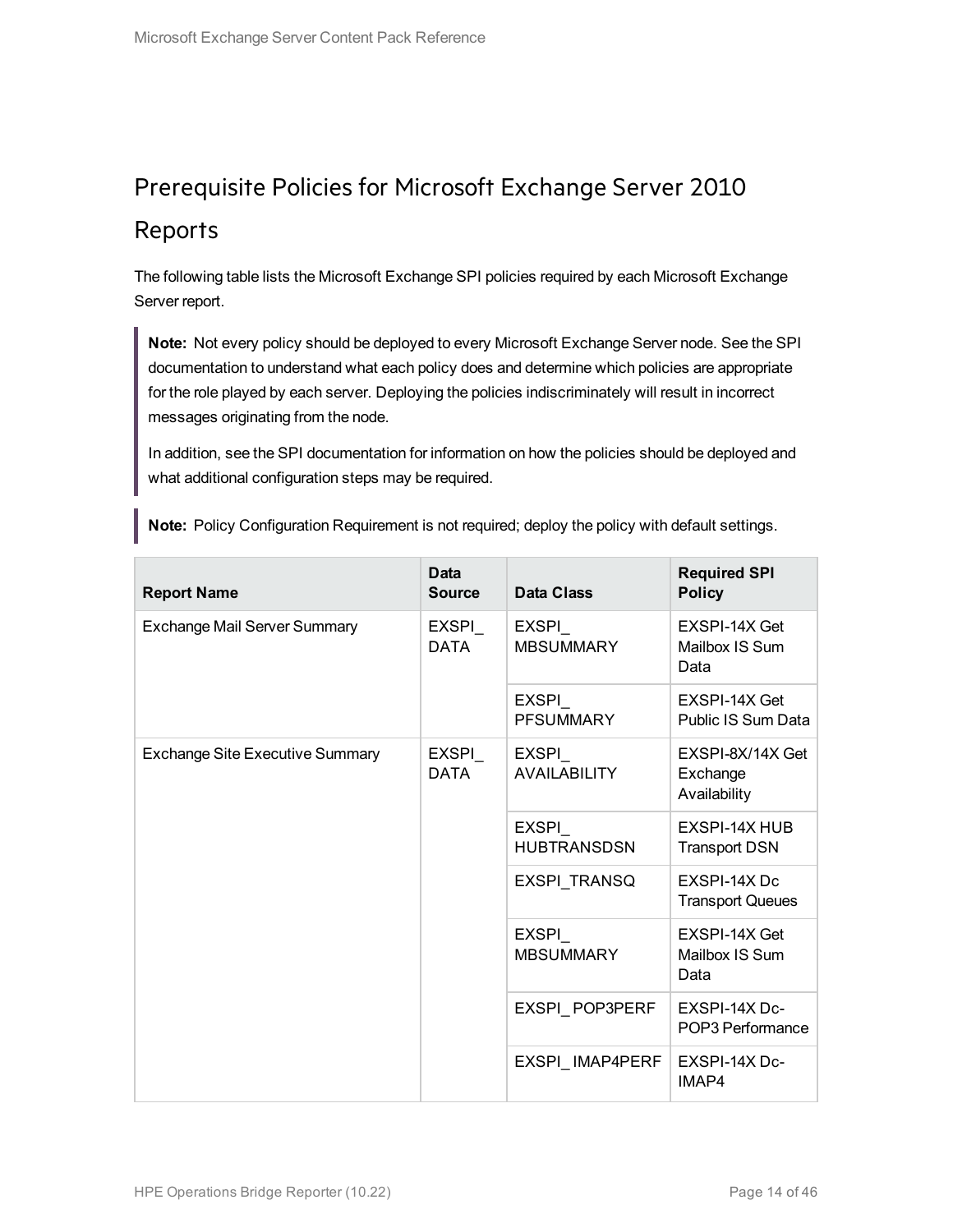## Prerequisite Policies for Microsoft Exchange Server 2010 Reports

The following table lists the Microsoft Exchange SPI policies required by each Microsoft Exchange Server report.

> **Note:** Not every policy should be deployed to every Microsoft Exchange Server node. See the SPI documentation to understand what each policy does and determine which policies are appropriate for the role played by each server. Deploying the policies indiscriminately will result in incorrect messages originating from the node.
>
> In addition, see the SPI documentation for information on how the policies should be deployed and what additional configuration steps may be required.

> **Note:** Policy Configuration Requirement is not required; deploy the policy with default settings.

| Report Name | Data Source | Data Class | Required SPI Policy |
|---|---|---|---|
| Exchange Mail Server Summary | EXSPI_DATA | EXSPI_MBSUMMARY | EXSPI-14X Get Mailbox IS Sum Data |
| | | EXSPI_PFSUMMARY | EXSPI-14X Get Public IS Sum Data |
| Exchange Site Executive Summary | EXSPI_DATA | EXSPI_AVAILABILITY | EXSPI-8X/14X Get Exchange Availability |
| | | EXSPI_HUBTRANSDSN | EXSPI-14X HUB Transport DSN |
| | | EXSPI_TRANSQ | EXSPI-14X Dc Transport Queues |
| | | EXSPI_MBSUMMARY | EXSPI-14X Get Mailbox IS Sum Data |
| | | EXSPI_POP3PERF | EXSPI-14X Dc-POP3 Performance |
| | | EXSPI_IMAP4PERF | EXSPI-14X Dc-IMAP4 |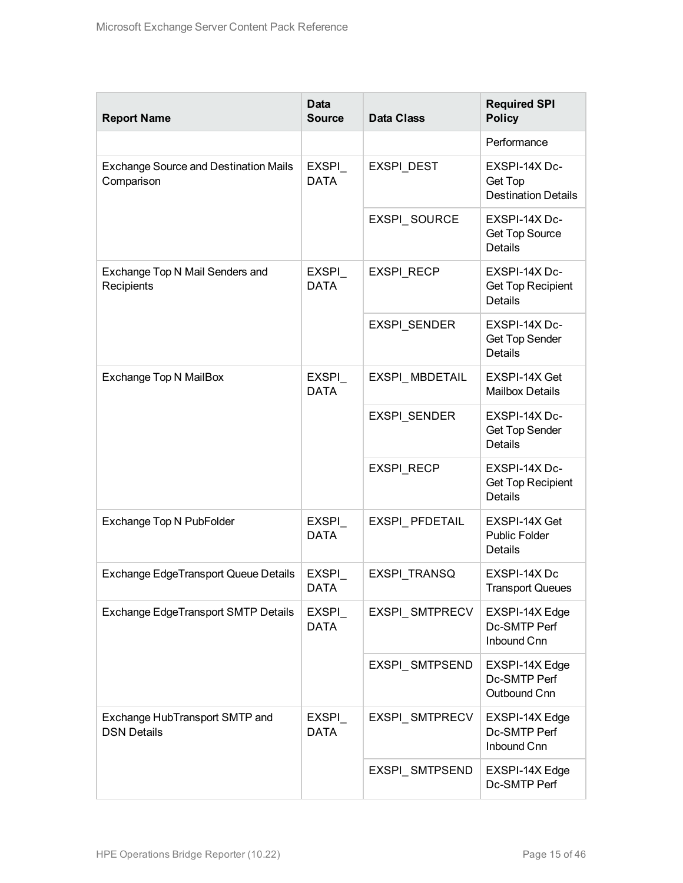| Report Name | Data Source | Data Class | Required SPI Policy |
| --- | --- | --- | --- |
| | | | Performance |
| Exchange Source and Destination Mails Comparison | EXSPI_DATA | EXSPI_DEST | EXSPI-14X Dc-Get Top Destination Details |
| | | EXSPI_SOURCE | EXSPI-14X Dc-Get Top Source Details |
| Exchange Top N Mail Senders and Recipients | EXSPI_DATA | EXSPI_RECP | EXSPI-14X Dc-Get Top Recipient Details |
| | | EXSPI_SENDER | EXSPI-14X Dc-Get Top Sender Details |
| Exchange Top N MailBox | EXSPI_DATA | EXSPI_MBDETAIL | EXSPI-14X Get Mailbox Details |
| | | EXSPI_SENDER | EXSPI-14X Dc-Get Top Sender Details |
| | | EXSPI_RECP | EXSPI-14X Dc-Get Top Recipient Details |
| Exchange Top N PubFolder | EXSPI_DATA | EXSPI_PFDETAIL | EXSPI-14X Get Public Folder Details |
| Exchange EdgeTransport Queue Details | EXSPI_DATA | EXSPI_TRANSQ | EXSPI-14X Dc Transport Queues |
| Exchange EdgeTransport SMTP Details | EXSPI_DATA | EXSPI_SMTPRECV | EXSPI-14X Edge Dc-SMTP Perf Inbound Cnn |
| | | EXSPI_SMTPSEND | EXSPI-14X Edge Dc-SMTP Perf Outbound Cnn |
| Exchange HubTransport SMTP and DSN Details | EXSPI_DATA | EXSPI_SMTPRECV | EXSPI-14X Edge Dc-SMTP Perf Inbound Cnn |
| | | EXSPI_SMTPSEND | EXSPI-14X Edge Dc-SMTP Perf |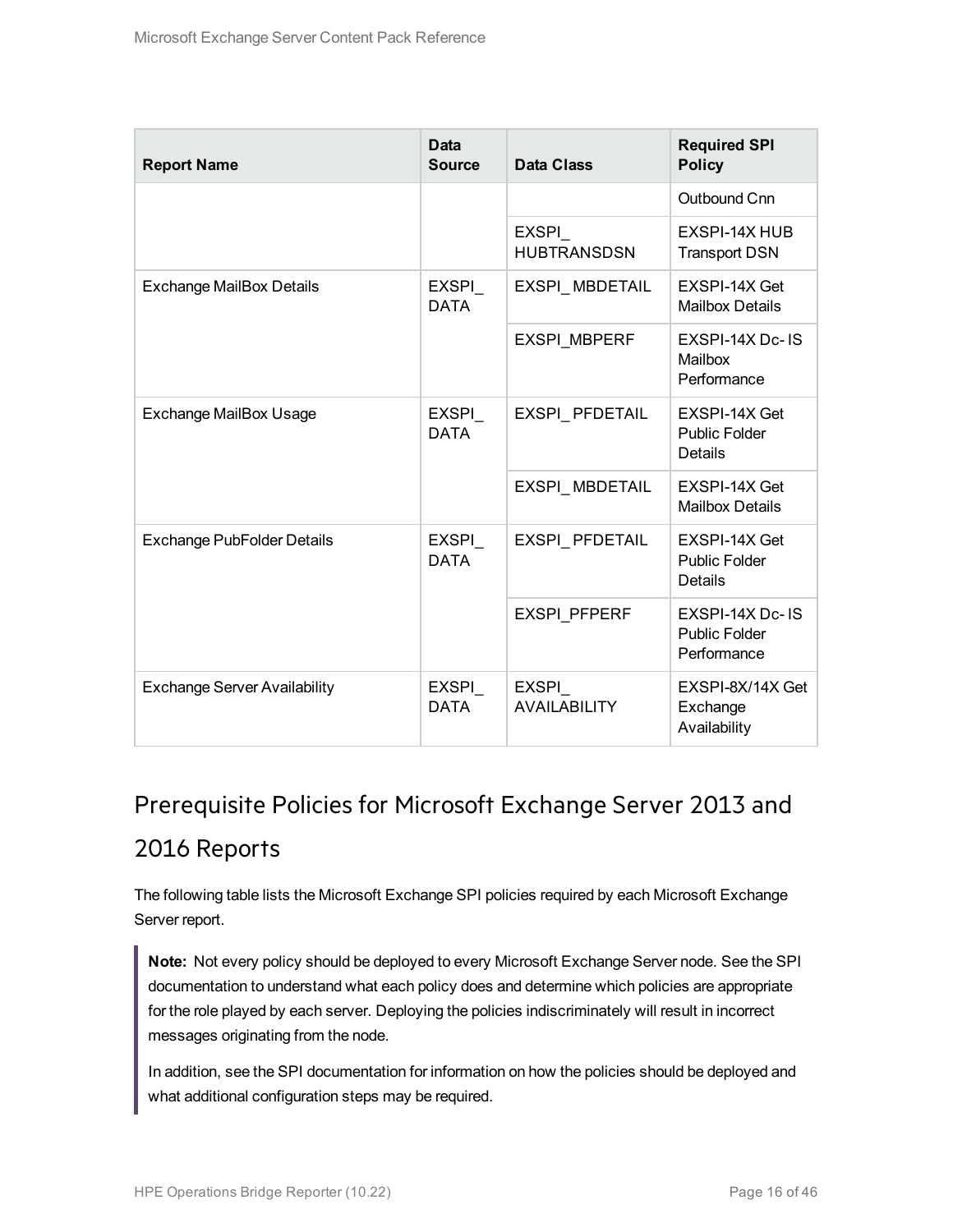| Report Name | Data Source | Data Class | Required SPI Policy |
|---|---|---|---|
| | | | Outbound Cnn |
| | | EXSPI_ HUBTRANSDSN | EXSPI-14X HUB Transport DSN |
| Exchange MailBox Details | EXSPI_ DATA | EXSPI_ MBDETAIL | EXSPI-14X Get Mailbox Details |
| | | EXSPI_MBPERF | EXSPI-14X Dc- IS Mailbox Performance |
| Exchange MailBox Usage | EXSPI_ DATA | EXSPI_ PFDETAIL | EXSPI-14X Get Public Folder Details |
| | | EXSPI_ MBDETAIL | EXSPI-14X Get Mailbox Details |
| Exchange PubFolder Details | EXSPI_ DATA | EXSPI_ PFDETAIL | EXSPI-14X Get Public Folder Details |
| | | EXSPI_PFPERF | EXSPI-14X Dc- IS Public Folder Performance |
| Exchange Server Availability | EXSPI_ DATA | EXSPI_ AVAILABILITY | EXSPI-8X/14X Get Exchange Availability |

## Prerequisite Policies for Microsoft Exchange Server 2013 and 2016 Reports

The following table lists the Microsoft Exchange SPI policies required by each Microsoft Exchange Server report.

> **Note:** Not every policy should be deployed to every Microsoft Exchange Server node. See the SPI documentation to understand what each policy does and determine which policies are appropriate for the role played by each server. Deploying the policies indiscriminately will result in incorrect messages originating from the node.
>
> In addition, see the SPI documentation for information on how the policies should be deployed and what additional configuration steps may be required.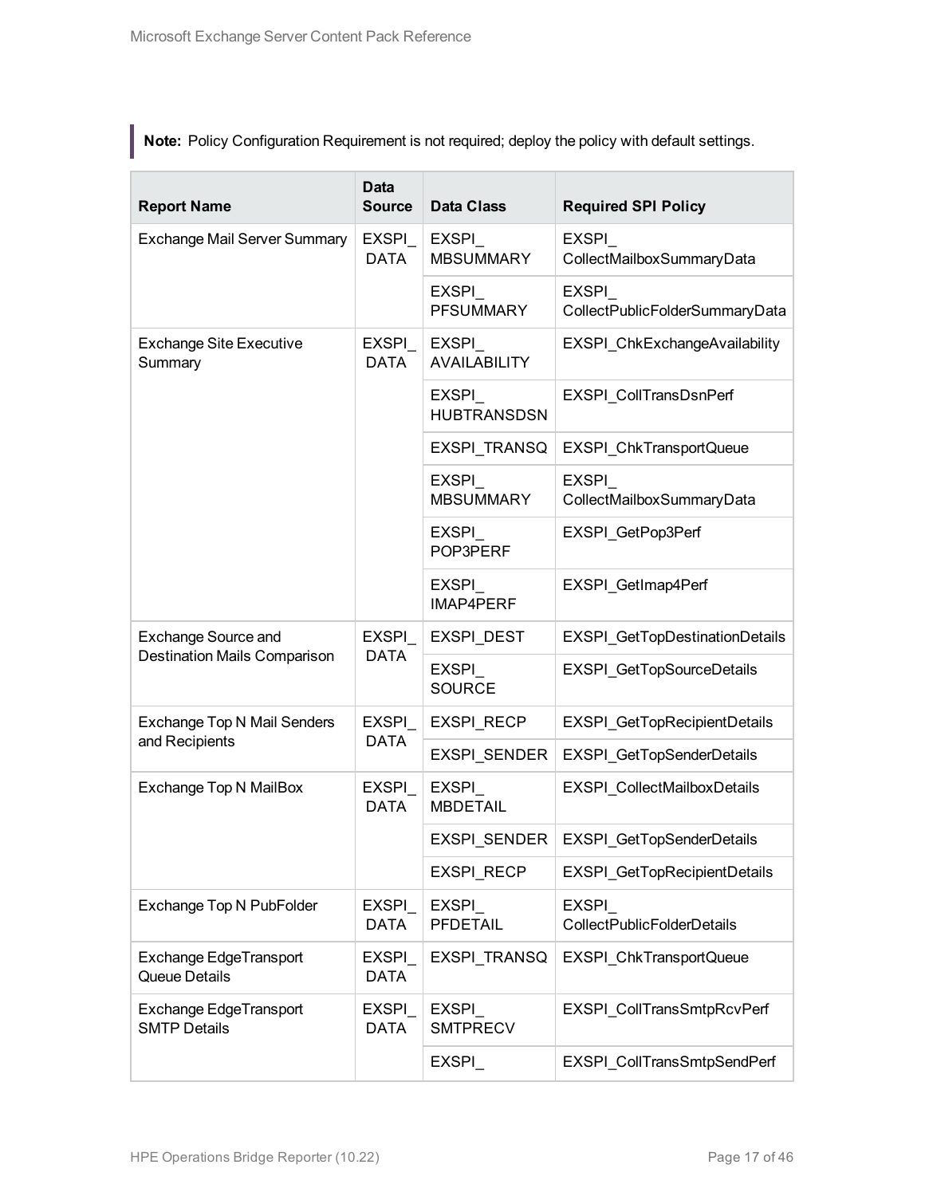**Note:** Policy Configuration Requirement is not required; deploy the policy with default settings.

| Report Name | Data Source | Data Class | Required SPI Policy |
|---|---|---|---|
| Exchange Mail Server Summary | EXSPI_DATA | EXSPI_MBSUMMARY | EXSPI_CollectMailboxSummaryData |
| | | EXSPI_PFSUMMARY | EXSPI_CollectPublicFolderSummaryData |
| Exchange Site Executive Summary | EXSPI_DATA | EXSPI_AVAILABILITY | EXSPI_ChkExchangeAvailability |
| | | EXSPI_HUBTRANSDSN | EXSPI_CollTransDsnPerf |
| | | EXSPI_TRANSQ | EXSPI_ChkTransportQueue |
| | | EXSPI_MBSUMMARY | EXSPI_CollectMailboxSummaryData |
| | | EXSPI_POP3PERF | EXSPI_GetPop3Perf |
| | | EXSPI_IMAP4PERF | EXSPI_GetImap4Perf |
| Exchange Source and Destination Mails Comparison | EXSPI_DATA | EXSPI_DEST | EXSPI_GetTopDestinationDetails |
| | | EXSPI_SOURCE | EXSPI_GetTopSourceDetails |
| Exchange Top N Mail Senders and Recipients | EXSPI_DATA | EXSPI_RECP | EXSPI_GetTopRecipientDetails |
| | | EXSPI_SENDER | EXSPI_GetTopSenderDetails |
| Exchange Top N MailBox | EXSPI_DATA | EXSPI_MBDETAIL | EXSPI_CollectMailboxDetails |
| | | EXSPI_SENDER | EXSPI_GetTopSenderDetails |
| | | EXSPI_RECP | EXSPI_GetTopRecipientDetails |
| Exchange Top N PubFolder | EXSPI_DATA | EXSPI_PFDETAIL | EXSPI_CollectPublicFolderDetails |
| Exchange EdgeTransport Queue Details | EXSPI_DATA | EXSPI_TRANSQ | EXSPI_ChkTransportQueue |
| Exchange EdgeTransport SMTP Details | EXSPI_DATA | EXSPI_SMTPRECV | EXSPI_CollTransSmtpRcvPerf |
| | | EXSPI_ | EXSPI_CollTransSmtpSendPerf |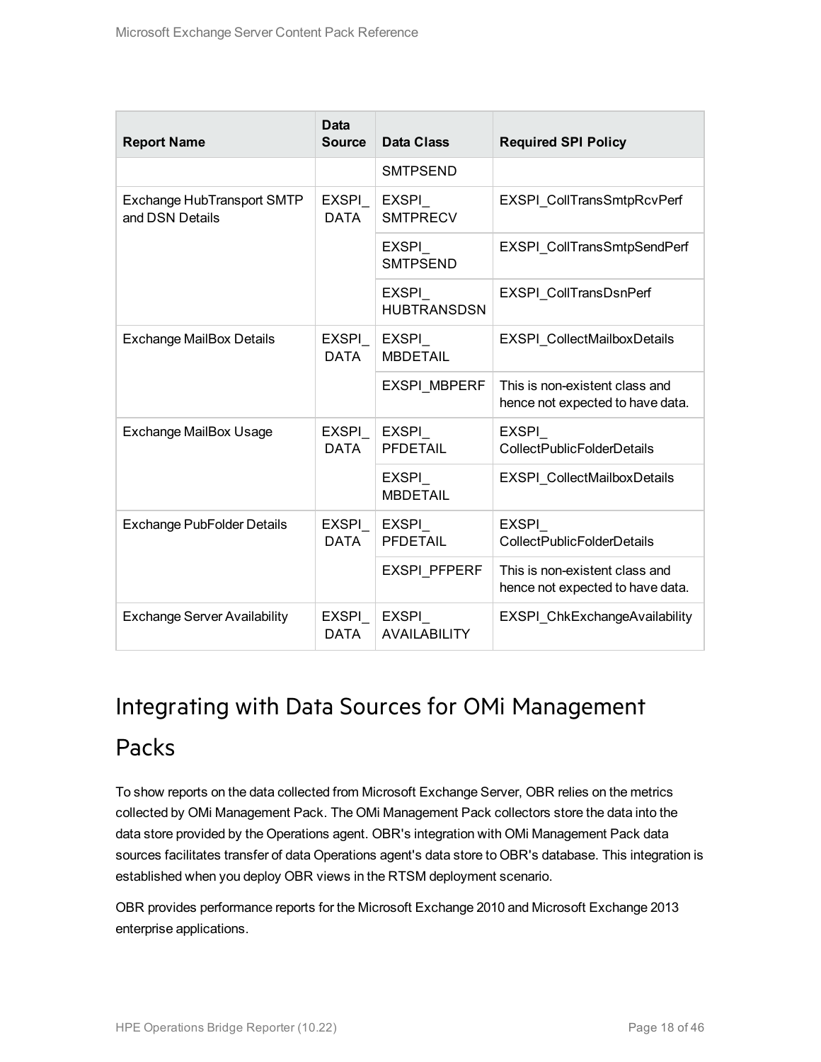| Report Name | Data Source | Data Class | Required SPI Policy |
|---|---|---|---|
| | | SMTPSEND | |
| Exchange HubTransport SMTP and DSN Details | EXSPI_DATA | EXSPI_SMTPRECV | EXSPI_CollTransSmtpRcvPerf |
| | | EXSPI_SMTPSEND | EXSPI_CollTransSmtpSendPerf |
| | | EXSPI_HUBTRANSDSN | EXSPI_CollTransDsnPerf |
| Exchange MailBox Details | EXSPI_DATA | EXSPI_MBDETAIL | EXSPI_CollectMailboxDetails |
| | | EXSPI_MBPERF | This is non-existent class and hence not expected to have data. |
| Exchange MailBox Usage | EXSPI_DATA | EXSPI_PFDETAIL | EXSPI_CollectPublicFolderDetails |
| | | EXSPI_MBDETAIL | EXSPI_CollectMailboxDetails |
| Exchange PubFolder Details | EXSPI_DATA | EXSPI_PFDETAIL | EXSPI_CollectPublicFolderDetails |
| | | EXSPI_PFPERF | This is non-existent class and hence not expected to have data. |
| Exchange Server Availability | EXSPI_DATA | EXSPI_AVAILABILITY | EXSPI_ChkExchangeAvailability |

# Integrating with Data Sources for OMi Management Packs

To show reports on the data collected from Microsoft Exchange Server, OBR relies on the metrics collected by OMi Management Pack. The OMi Management Pack collectors store the data into the data store provided by the Operations agent. OBR's integration with OMi Management Pack data sources facilitates transfer of data Operations agent's data store to OBR's database. This integration is established when you deploy OBR views in the RTSM deployment scenario.

OBR provides performance reports for the Microsoft Exchange 2010 and Microsoft Exchange 2013 enterprise applications.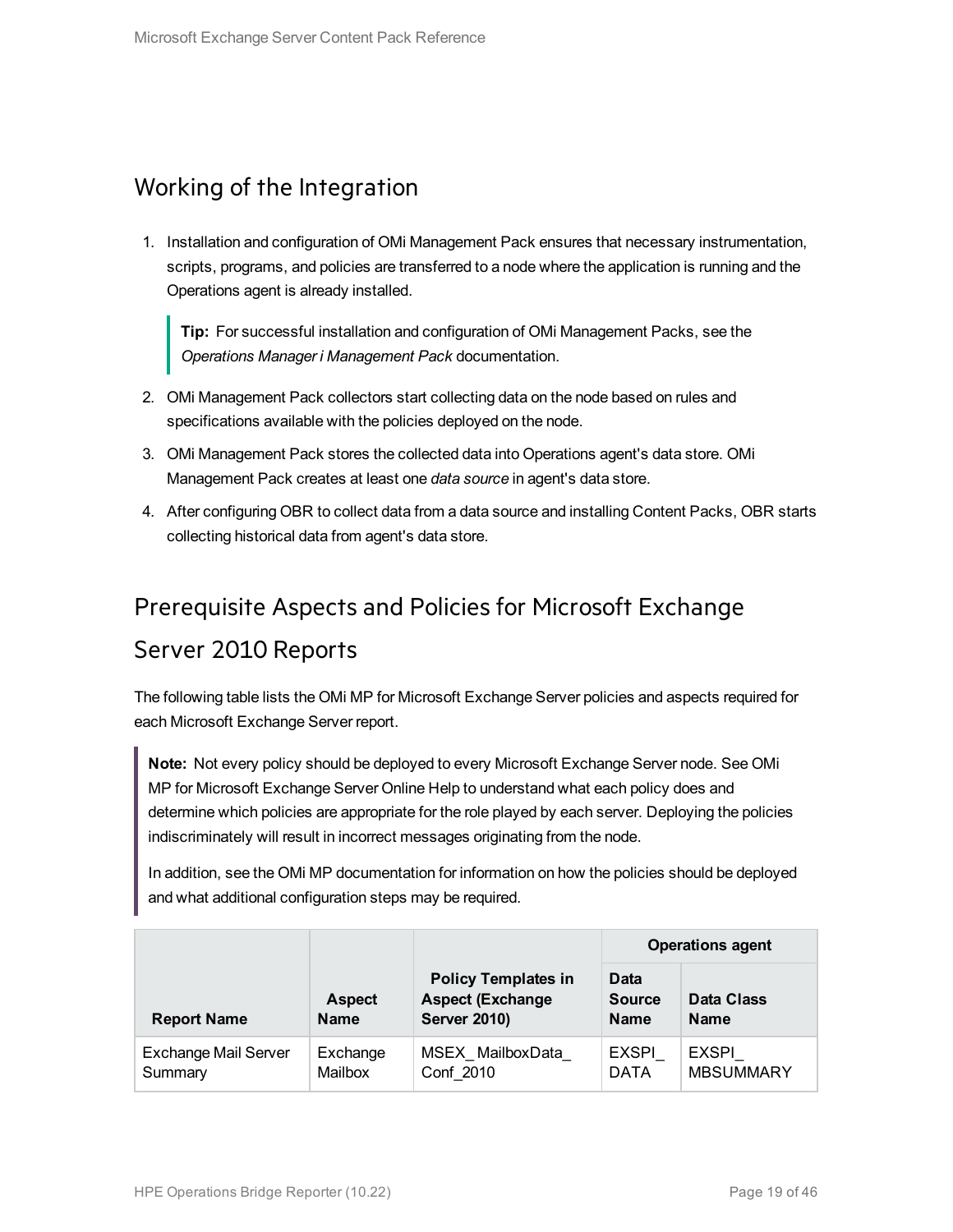## Working of the Integration

1. Installation and configuration of OMi Management Pack ensures that necessary instrumentation, scripts, programs, and policies are transferred to a node where the application is running and the Operations agent is already installed.

   > **Tip:** For successful installation and configuration of OMi Management Packs, see the *Operations Manager i Management Pack* documentation.

2. OMi Management Pack collectors start collecting data on the node based on rules and specifications available with the policies deployed on the node.
3. OMi Management Pack stores the collected data into Operations agent's data store. OMi Management Pack creates at least one *data source* in agent's data store.
4. After configuring OBR to collect data from a data source and installing Content Packs, OBR starts collecting historical data from agent's data store.

## Prerequisite Aspects and Policies for Microsoft Exchange Server 2010 Reports

The following table lists the OMi MP for Microsoft Exchange Server policies and aspects required for each Microsoft Exchange Server report.

> **Note:** Not every policy should be deployed to every Microsoft Exchange Server node. See OMi MP for Microsoft Exchange Server Online Help to understand what each policy does and determine which policies are appropriate for the role played by each server. Deploying the policies indiscriminately will result in incorrect messages originating from the node.
>
> In addition, see the OMi MP documentation for information on how the policies should be deployed and what additional configuration steps may be required.

| Report Name | Aspect Name | Policy Templates in Aspect (Exchange Server 2010) | Operations agent | |
|---|---|---|---|---|
| | | | Data Source Name | Data Class Name |
| Exchange Mail Server Summary | Exchange Mailbox | MSEX_ MailboxData_ Conf_2010 | EXSPI_ DATA | EXSPI_ MBSUMMARY |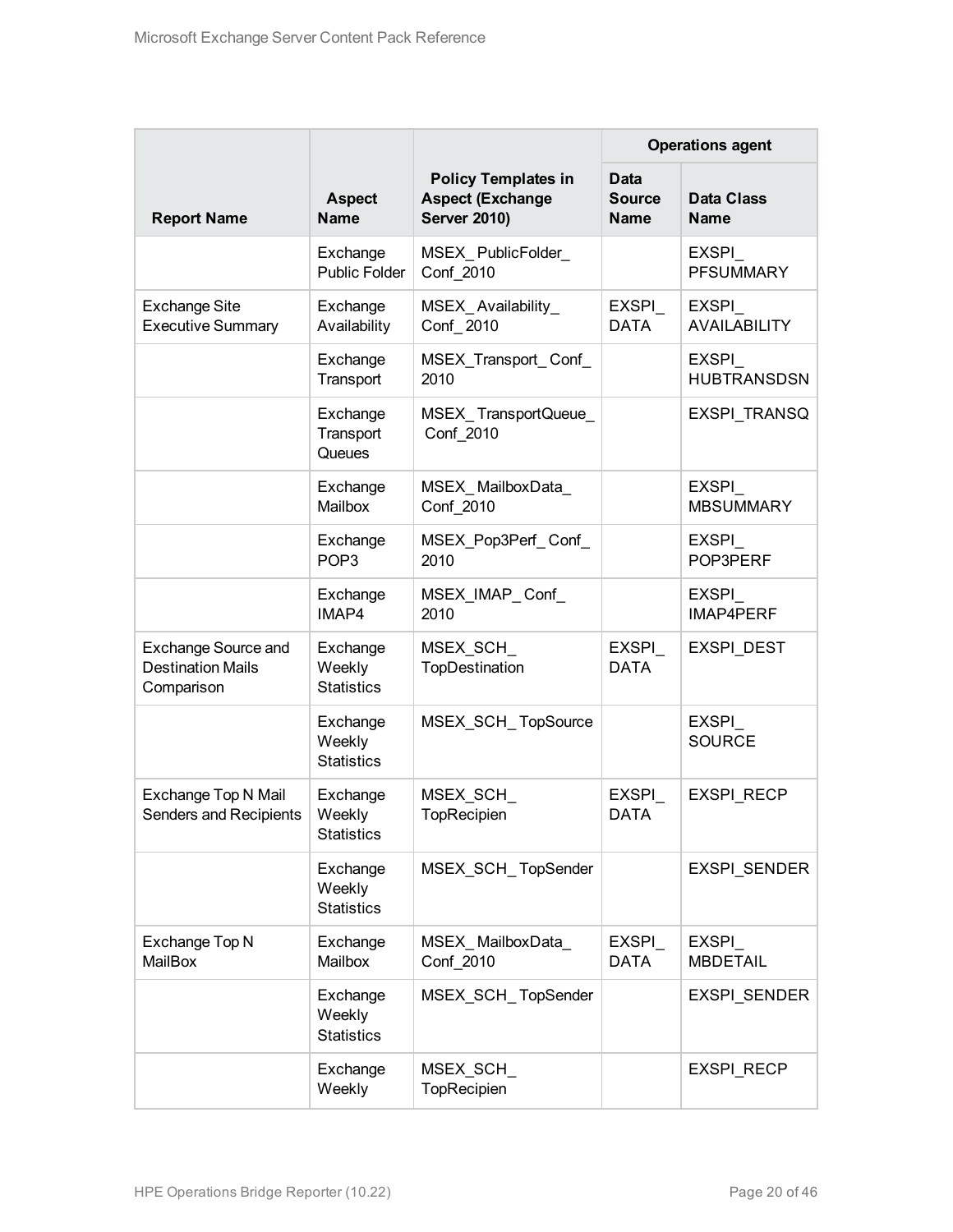| Report Name | Aspect Name | Policy Templates in Aspect (Exchange Server 2010) | Operations agent | |
|---|---|---|---|---|
| | | | Data Source Name | Data Class Name |
| | Exchange Public Folder | MSEX_ PublicFolder_ Conf_2010 | | EXSPI_ PFSUMMARY |
| Exchange Site Executive Summary | Exchange Availability | MSEX_ Availability_ Conf_ 2010 | EXSPI_ DATA | EXSPI_ AVAILABILITY |
| | Exchange Transport | MSEX_Transport_ Conf_ 2010 | | EXSPI_ HUBTRANSDSN |
| | Exchange Transport Queues | MSEX_ TransportQueue_ Conf_2010 | | EXSPI_TRANSQ |
| | Exchange Mailbox | MSEX_ MailboxData_ Conf_2010 | | EXSPI_ MBSUMMARY |
| | Exchange POP3 | MSEX_Pop3Perf_ Conf_ 2010 | | EXSPI_ POP3PERF |
| | Exchange IMAP4 | MSEX_IMAP_ Conf_ 2010 | | EXSPI_ IMAP4PERF |
| Exchange Source and Destination Mails Comparison | Exchange Weekly Statistics | MSEX_SCH_ TopDestination | EXSPI_ DATA | EXSPI_DEST |
| | Exchange Weekly Statistics | MSEX_SCH_ TopSource | | EXSPI_ SOURCE |
| Exchange Top N Mail Senders and Recipients | Exchange Weekly Statistics | MSEX_SCH_ TopRecipien | EXSPI_ DATA | EXSPI_RECP |
| | Exchange Weekly Statistics | MSEX_SCH_ TopSender | | EXSPI_SENDER |
| Exchange Top N MailBox | Exchange Mailbox | MSEX_ MailboxData_ Conf_2010 | EXSPI_ DATA | EXSPI_ MBDETAIL |
| | Exchange Weekly Statistics | MSEX_SCH_ TopSender | | EXSPI_SENDER |
| | Exchange Weekly | MSEX_SCH_ TopRecipien | | EXSPI_RECP |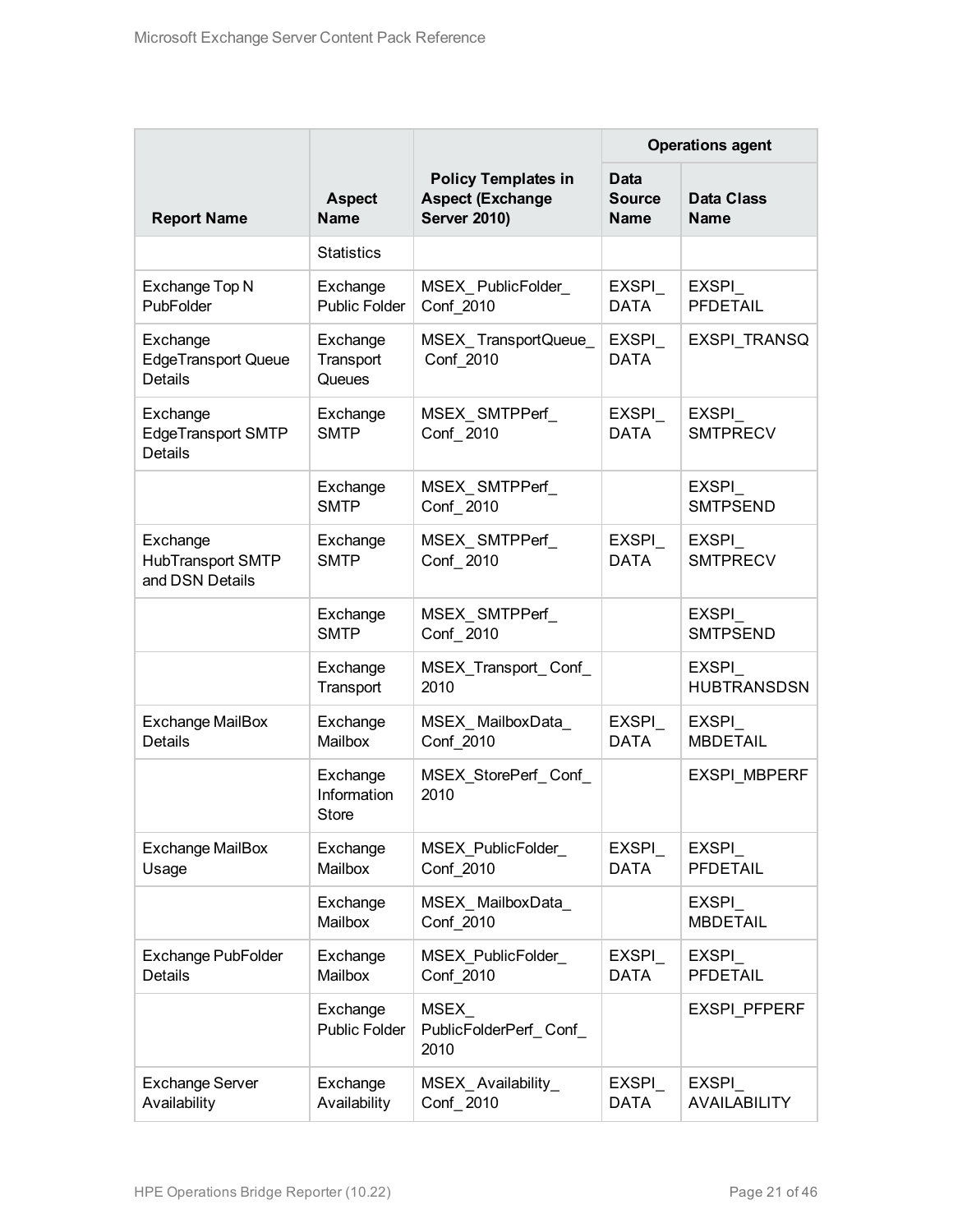| Report Name | Aspect Name | Policy Templates in Aspect (Exchange Server 2010) | Operations agent | |
|---|---|---|---|---|
| | | | Data Source Name | Data Class Name |
| | Statistics | | | |
| Exchange Top N PubFolder | Exchange Public Folder | MSEX_PublicFolder_Conf_2010 | EXSPI_DATA | EXSPI_PFDETAIL |
| Exchange EdgeTransport Queue Details | Exchange Transport Queues | MSEX_TransportQueue_Conf_2010 | EXSPI_DATA | EXSPI_TRANSQ |
| Exchange EdgeTransport SMTP Details | Exchange SMTP | MSEX_SMTPPerf_Conf_2010 | EXSPI_DATA | EXSPI_SMTPRECV |
| | Exchange SMTP | MSEX_SMTPPerf_Conf_2010 | | EXSPI_SMTPSEND |
| Exchange HubTransport SMTP and DSN Details | Exchange SMTP | MSEX_SMTPPerf_Conf_2010 | EXSPI_DATA | EXSPI_SMTPRECV |
| | Exchange SMTP | MSEX_SMTPPerf_Conf_2010 | | EXSPI_SMTPSEND |
| | Exchange Transport | MSEX_Transport_Conf_2010 | | EXSPI_HUBTRANSDSN |
| Exchange MailBox Details | Exchange Mailbox | MSEX_MailboxData_Conf_2010 | EXSPI_DATA | EXSPI_MBDETAIL |
| | Exchange Information Store | MSEX_StorePerf_Conf_2010 | | EXSPI_MBPERF |
| Exchange MailBox Usage | Exchange Mailbox | MSEX_PublicFolder_Conf_2010 | EXSPI_DATA | EXSPI_PFDETAIL |
| | Exchange Mailbox | MSEX_MailboxData_Conf_2010 | | EXSPI_MBDETAIL |
| Exchange PubFolder Details | Exchange Mailbox | MSEX_PublicFolder_Conf_2010 | EXSPI_DATA | EXSPI_PFDETAIL |
| | Exchange Public Folder | MSEX_PublicFolderPerf_Conf_2010 | | EXSPI_PFPERF |
| Exchange Server Availability | Exchange Availability | MSEX_Availability_Conf_2010 | EXSPI_DATA | EXSPI_AVAILABILITY |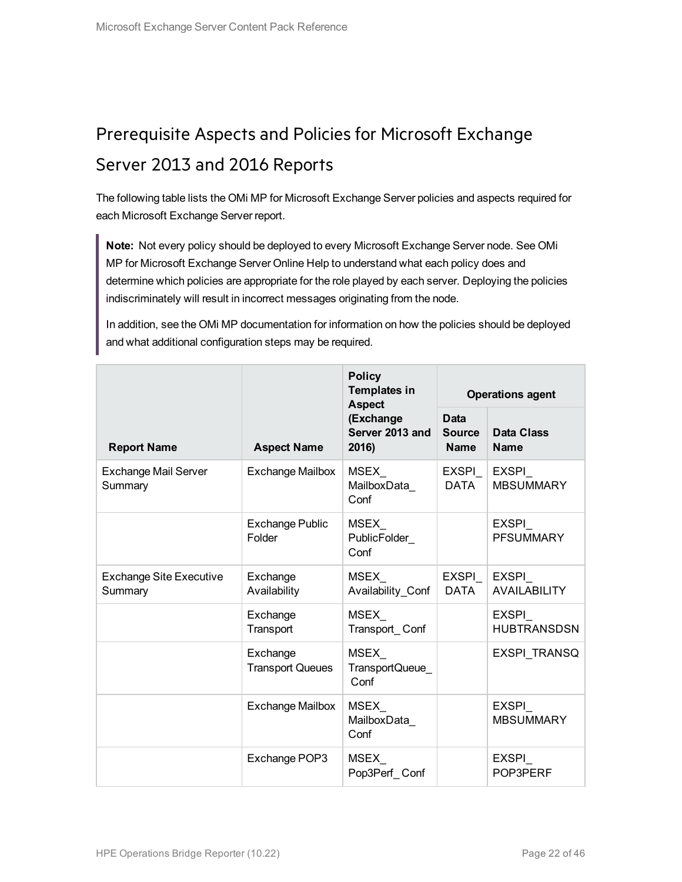# Prerequisite Aspects and Policies for Microsoft Exchange Server 2013 and 2016 Reports

The following table lists the OMi MP for Microsoft Exchange Server policies and aspects required for each Microsoft Exchange Server report.

> **Note:** Not every policy should be deployed to every Microsoft Exchange Server node. See OMi MP for Microsoft Exchange Server Online Help to understand what each policy does and determine which policies are appropriate for the role played by each server. Deploying the policies indiscriminately will result in incorrect messages originating from the node.
>
> In addition, see the OMi MP documentation for information on how the policies should be deployed and what additional configuration steps may be required.

| Report Name | Aspect Name | Policy Templates in Aspect (Exchange Server 2013 and 2016) | Operations agent | |
|---|---|---|---|---|
| | | | **Data Source Name** | **Data Class Name** |
| Exchange Mail Server Summary | Exchange Mailbox | MSEX_MailboxData_Conf | EXSPI_DATA | EXSPI_MBSUMMARY |
| | Exchange Public Folder | MSEX_PublicFolder_Conf | | EXSPI_PFSUMMARY |
| Exchange Site Executive Summary | Exchange Availability | MSEX_Availability_Conf | EXSPI_DATA | EXSPI_AVAILABILITY |
| | Exchange Transport | MSEX_Transport_Conf | | EXSPI_HUBTRANSDSN |
| | Exchange Transport Queues | MSEX_TransportQueue_Conf | | EXSPI_TRANSQ |
| | Exchange Mailbox | MSEX_MailboxData_Conf | | EXSPI_MBSUMMARY |
| | Exchange POP3 | MSEX_Pop3Perf_Conf | | EXSPI_POP3PERF |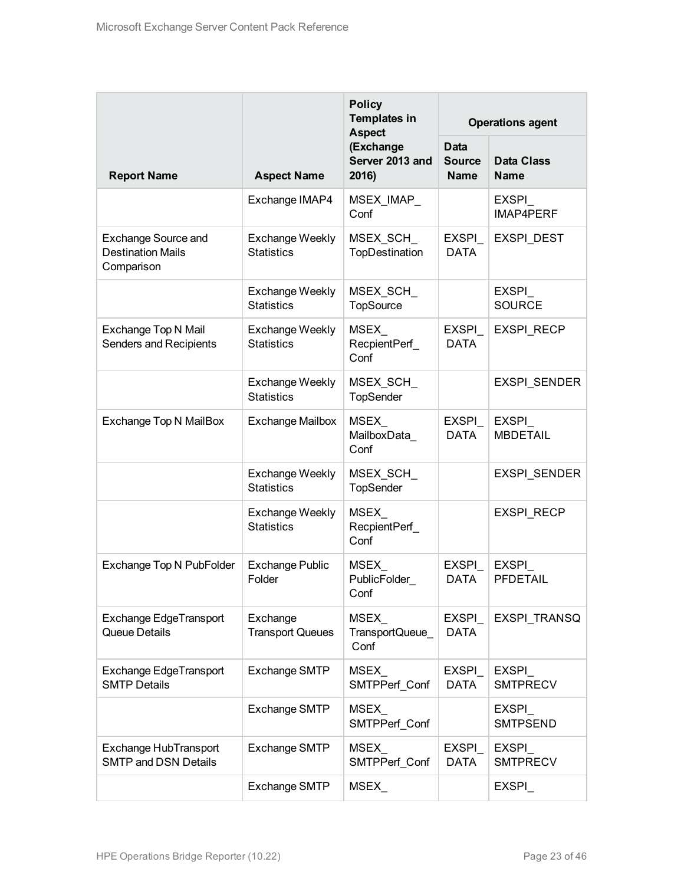| Report Name | Aspect Name | Policy Templates in Aspect (Exchange Server 2013 and 2016) | Operations agent | |
|---|---|---|---|---|
| | | | Data Source Name | Data Class Name |
| | Exchange IMAP4 | MSEX_IMAP_Conf | | EXSPI_IMAP4PERF |
| Exchange Source and Destination Mails Comparison | Exchange Weekly Statistics | MSEX_SCH_TopDestination | EXSPI_DATA | EXSPI_DEST |
| | Exchange Weekly Statistics | MSEX_SCH_TopSource | | EXSPI_SOURCE |
| Exchange Top N Mail Senders and Recipients | Exchange Weekly Statistics | MSEX_RecpientPerf_Conf | EXSPI_DATA | EXSPI_RECP |
| | Exchange Weekly Statistics | MSEX_SCH_TopSender | | EXSPI_SENDER |
| Exchange Top N MailBox | Exchange Mailbox | MSEX_MailboxData_Conf | EXSPI_DATA | EXSPI_MBDETAIL |
| | Exchange Weekly Statistics | MSEX_SCH_TopSender | | EXSPI_SENDER |
| | Exchange Weekly Statistics | MSEX_RecpientPerf_Conf | | EXSPI_RECP |
| Exchange Top N PubFolder | Exchange Public Folder | MSEX_PublicFolder_Conf | EXSPI_DATA | EXSPI_PFDETAIL |
| Exchange EdgeTransport Queue Details | Exchange Transport Queues | MSEX_TransportQueue_Conf | EXSPI_DATA | EXSPI_TRANSQ |
| Exchange EdgeTransport SMTP Details | Exchange SMTP | MSEX_SMTPPerf_Conf | EXSPI_DATA | EXSPI_SMTPRECV |
| | Exchange SMTP | MSEX_SMTPPerf_Conf | | EXSPI_SMTPSEND |
| Exchange HubTransport SMTP and DSN Details | Exchange SMTP | MSEX_SMTPPerf_Conf | EXSPI_DATA | EXSPI_SMTPRECV |
| | Exchange SMTP | MSEX_ | | EXSPI_ |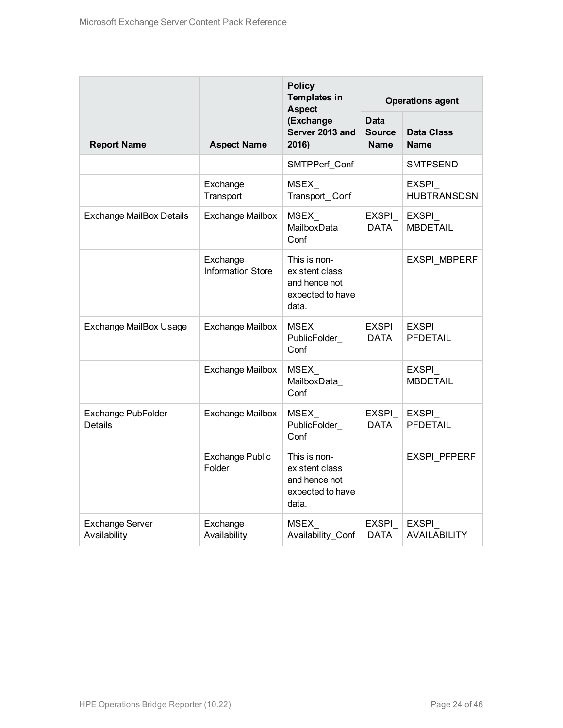| Report Name | Aspect Name | Policy Templates in Aspect (Exchange Server 2013 and 2016) | Operations agent | |
|---|---|---|---|---|
| | | | Data Source Name | Data Class Name |
| | | SMTPPerf_Conf | | SMTPSEND |
| | Exchange Transport | MSEX_ Transport_ Conf | | EXSPI_ HUBTRANSDSN |
| Exchange MailBox Details | Exchange Mailbox | MSEX_ MailboxData_ Conf | EXSPI_ DATA | EXSPI_ MBDETAIL |
| | Exchange Information Store | This is non-existent class and hence not expected to have data. | | EXSPI_MBPERF |
| Exchange MailBox Usage | Exchange Mailbox | MSEX_ PublicFolder_ Conf | EXSPI_ DATA | EXSPI_ PFDETAIL |
| | Exchange Mailbox | MSEX_ MailboxData_ Conf | | EXSPI_ MBDETAIL |
| Exchange PubFolder Details | Exchange Mailbox | MSEX_ PublicFolder_ Conf | EXSPI_ DATA | EXSPI_ PFDETAIL |
| | Exchange Public Folder | This is non-existent class and hence not expected to have data. | | EXSPI_PFPERF |
| Exchange Server Availability | Exchange Availability | MSEX_ Availability_Conf | EXSPI_ DATA | EXSPI_ AVAILABILITY |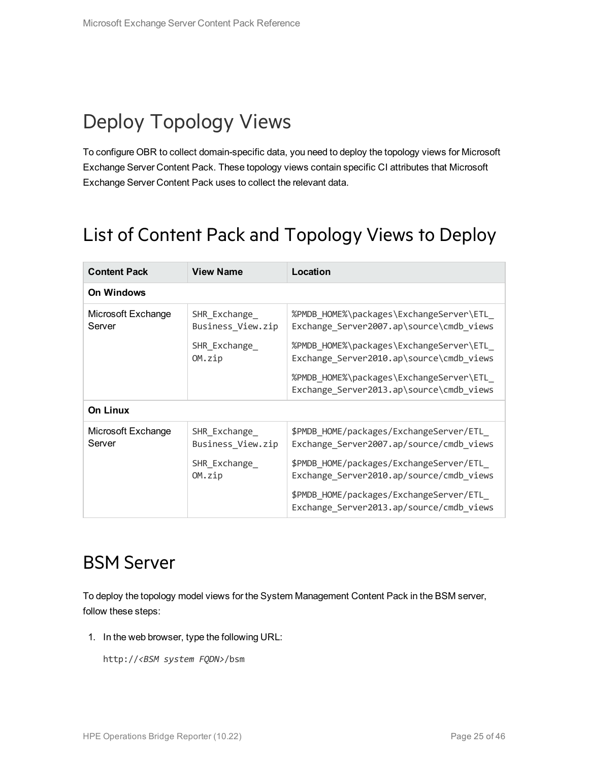# Deploy Topology Views

To configure OBR to collect domain-specific data, you need to deploy the topology views for Microsoft Exchange Server Content Pack. These topology views contain specific CI attributes that Microsoft Exchange Server Content Pack uses to collect the relevant data.

## List of Content Pack and Topology Views to Deploy

| Content Pack | View Name | Location |
|---|---|---|
| **On Windows** | | |
| Microsoft Exchange Server | SHR_Exchange_Business_View.zip<br>SHR_Exchange_OM.zip | %PMDB_HOME%\packages\ExchangeServer\ETL_Exchange_Server2007.ap\source\cmdb_views<br>%PMDB_HOME%\packages\ExchangeServer\ETL_Exchange_Server2010.ap\source\cmdb_views<br>%PMDB_HOME%\packages\ExchangeServer\ETL_Exchange_Server2013.ap\source\cmdb_views |
| **On Linux** | | |
| Microsoft Exchange Server | SHR_Exchange_Business_View.zip<br>SHR_Exchange_OM.zip | $PMDB_HOME/packages/ExchangeServer/ETL_Exchange_Server2007.ap/source/cmdb_views<br>$PMDB_HOME/packages/ExchangeServer/ETL_Exchange_Server2010.ap/source/cmdb_views<br>$PMDB_HOME/packages/ExchangeServer/ETL_Exchange_Server2013.ap/source/cmdb_views |

## BSM Server

To deploy the topology model views for the System Management Content Pack in the BSM server, follow these steps:

1. In the web browser, type the following URL:

   http://*<BSM system FQDN>*/bsm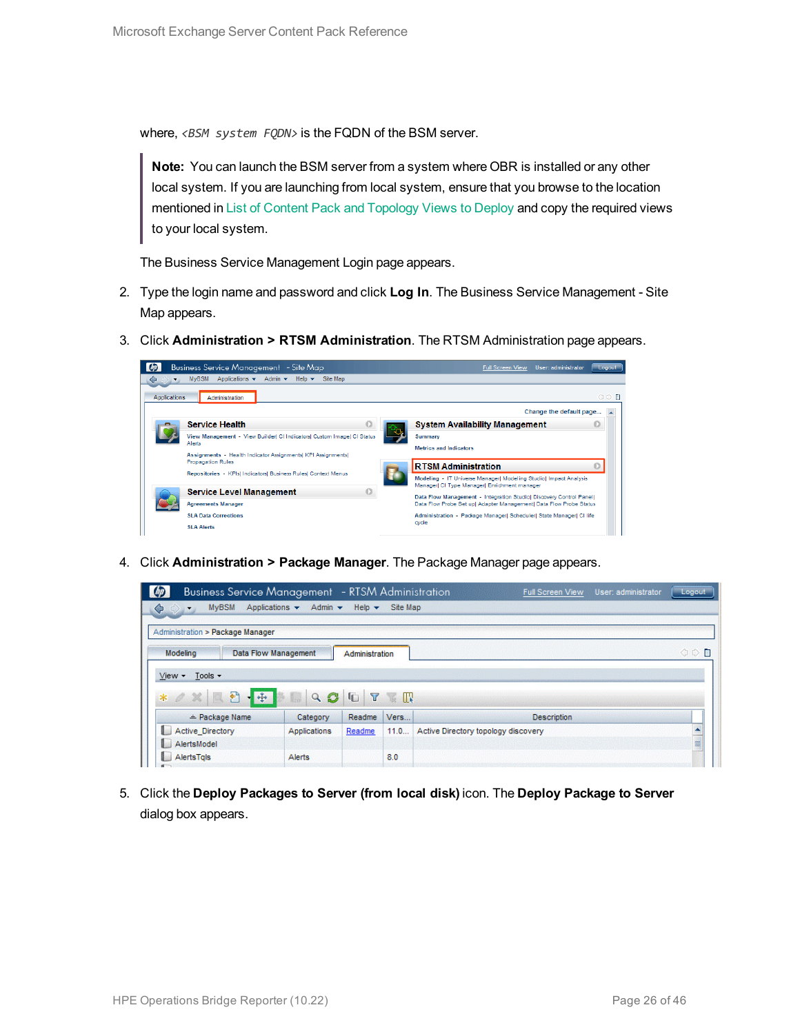where, `<BSM system FQDN>` is the FQDN of the BSM server.

> **Note:** You can launch the BSM server from a system where OBR is installed or any other local system. If you are launching from local system, ensure that you browse to the location mentioned in List of Content Pack and Topology Views to Deploy and copy the required views to your local system.

The Business Service Management Login page appears.

2. Type the login name and password and click **Log In**. The Business Service Management - Site Map appears.
3. Click **Administration > RTSM Administration**. The RTSM Administration page appears.
4. Click **Administration > Package Manager**. The Package Manager page appears.
5. Click the **Deploy Packages to Server (from local disk)** icon. The **Deploy Package to Server** dialog box appears.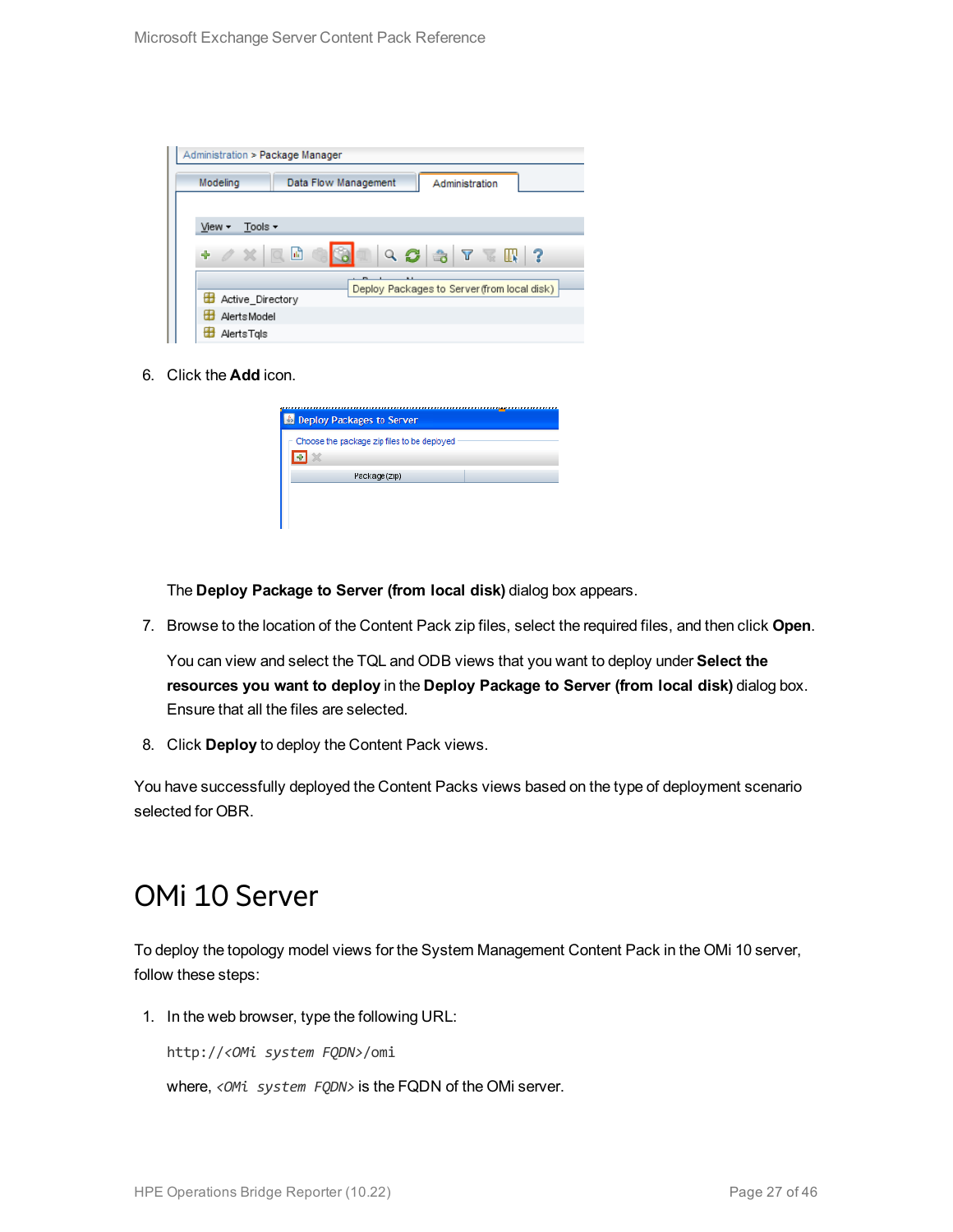6. Click the **Add** icon.

   The **Deploy Package to Server (from local disk)** dialog box appears.

7. Browse to the location of the Content Pack zip files, select the required files, and then click **Open**.

   You can view and select the TQL and ODB views that you want to deploy under **Select the resources you want to deploy** in the **Deploy Package to Server (from local disk)** dialog box. Ensure that all the files are selected.

8. Click **Deploy** to deploy the Content Pack views.

You have successfully deployed the Content Packs views based on the type of deployment scenario selected for OBR.

# OMi 10 Server

To deploy the topology model views for the System Management Content Pack in the OMi 10 server, follow these steps:

1. In the web browser, type the following URL:

   ```
   http://<OMi system FQDN>/omi
   ```

   where, *<OMi system FQDN>* is the FQDN of the OMi server.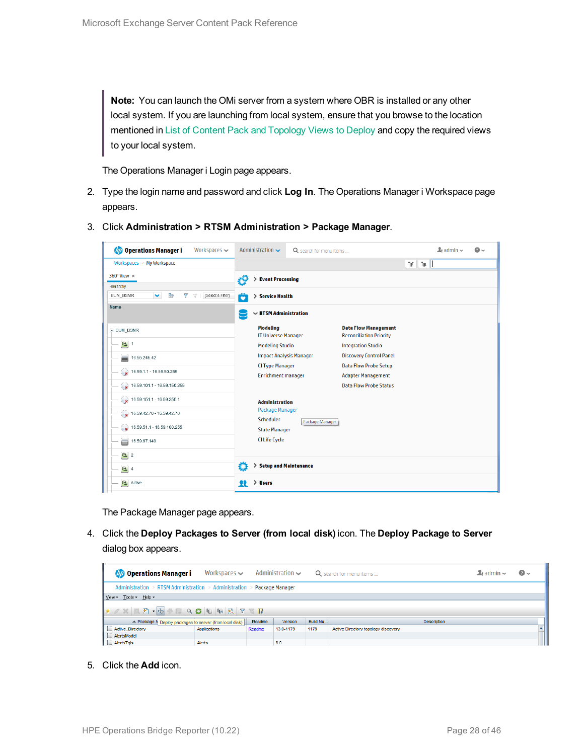> **Note:** You can launch the OMi server from a system where OBR is installed or any other local system. If you are launching from local system, ensure that you browse to the location mentioned in List of Content Pack and Topology Views to Deploy and copy the required views to your local system.

The Operations Manager i Login page appears.

2. Type the login name and password and click **Log In**. The Operations Manager i Workspace page appears.
3. Click **Administration > RTSM Administration > Package Manager**.

   The Package Manager page appears.
4. Click the **Deploy Packages to Server (from local disk)** icon. The **Deploy Package to Server** dialog box appears.
5. Click the **Add** icon.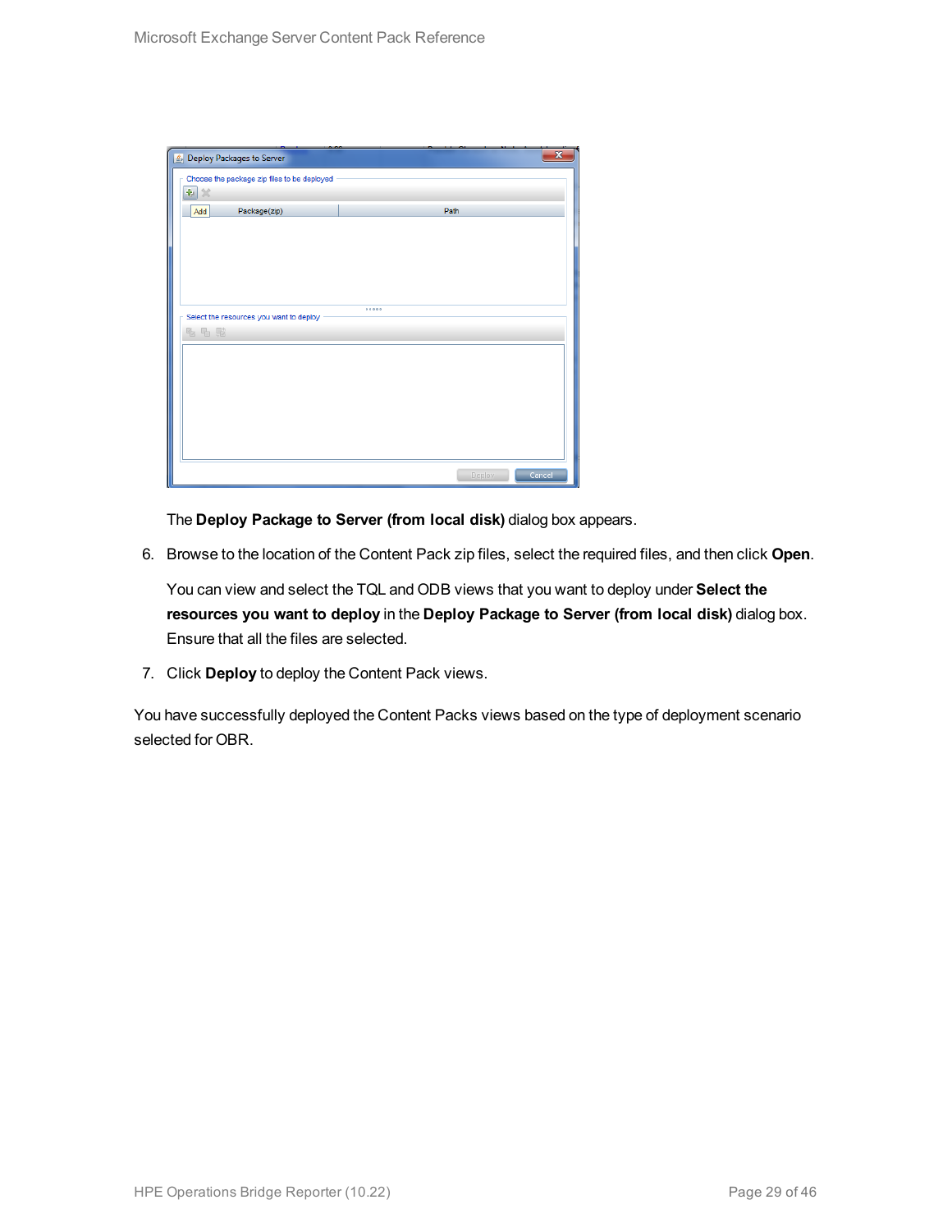The **Deploy Package to Server (from local disk)** dialog box appears.

6. Browse to the location of the Content Pack zip files, select the required files, and then click **Open**.

   You can view and select the TQL and ODB views that you want to deploy under **Select the resources you want to deploy** in the **Deploy Package to Server (from local disk)** dialog box. Ensure that all the files are selected.

7. Click **Deploy** to deploy the Content Pack views.

You have successfully deployed the Content Packs views based on the type of deployment scenario selected for OBR.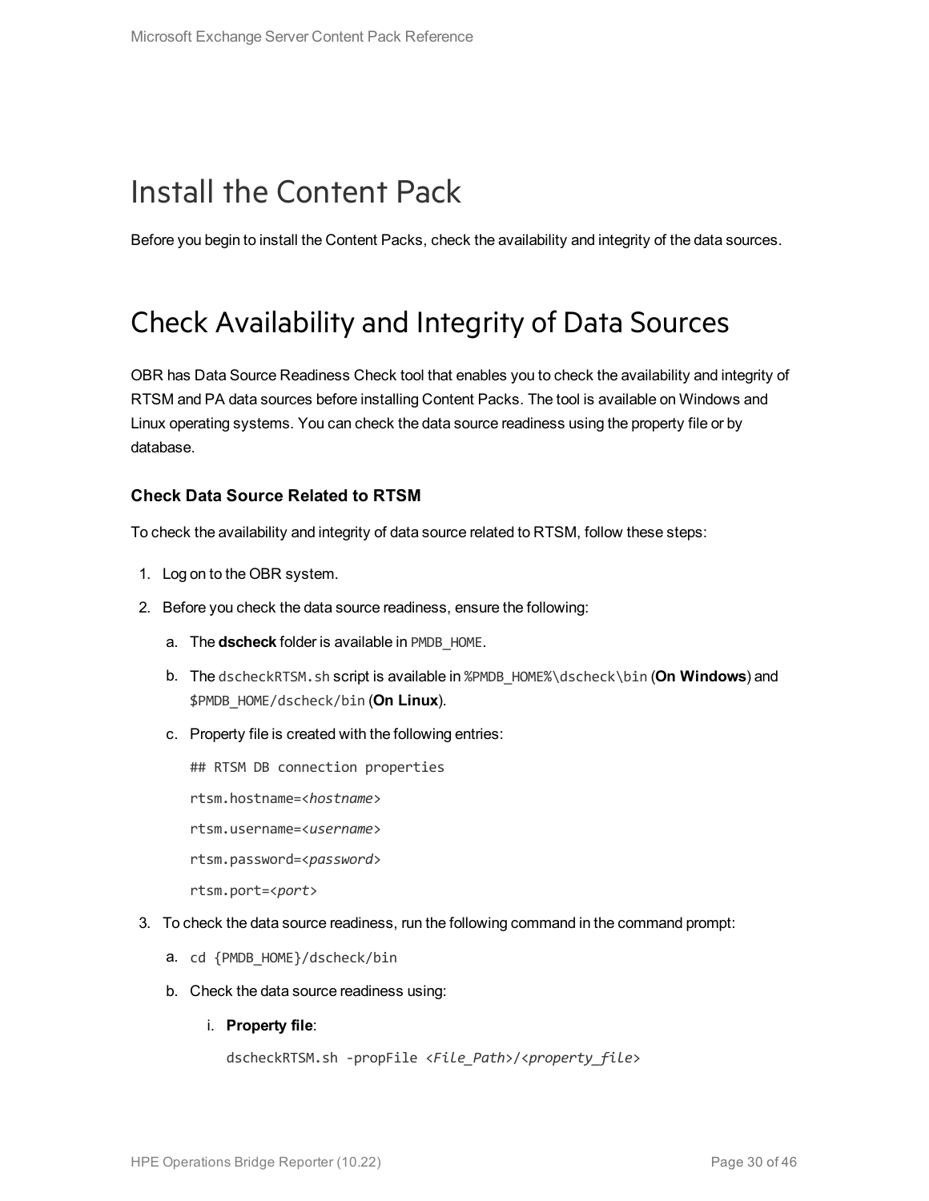# Install the Content Pack

Before you begin to install the Content Packs, check the availability and integrity of the data sources.

# Check Availability and Integrity of Data Sources

OBR has Data Source Readiness Check tool that enables you to check the availability and integrity of RTSM and PA data sources before installing Content Packs. The tool is available on Windows and Linux operating systems. You can check the data source readiness using the property file or by database.

### Check Data Source Related to RTSM

To check the availability and integrity of data source related to RTSM, follow these steps:

1. Log on to the OBR system.
2. Before you check the data source readiness, ensure the following:
   a. The **dscheck** folder is available in `PMDB_HOME`.
   b. The `dscheckRTSM.sh` script is available in `%PMDB_HOME%\dscheck\bin` (**On Windows**) and `$PMDB_HOME/dscheck/bin` (**On Linux**).
   c. Property file is created with the following entries:

      ```
      ## RTSM DB connection properties
      rtsm.hostname=<hostname>
      rtsm.username=<username>
      rtsm.password=<password>
      rtsm.port=<port>
      ```

3. To check the data source readiness, run the following command in the command prompt:
   a. `cd {PMDB_HOME}/dscheck/bin`
   b. Check the data source readiness using:
      i. **Property file**:

         ```
         dscheckRTSM.sh -propFile <File_Path>/<property_file>
         ```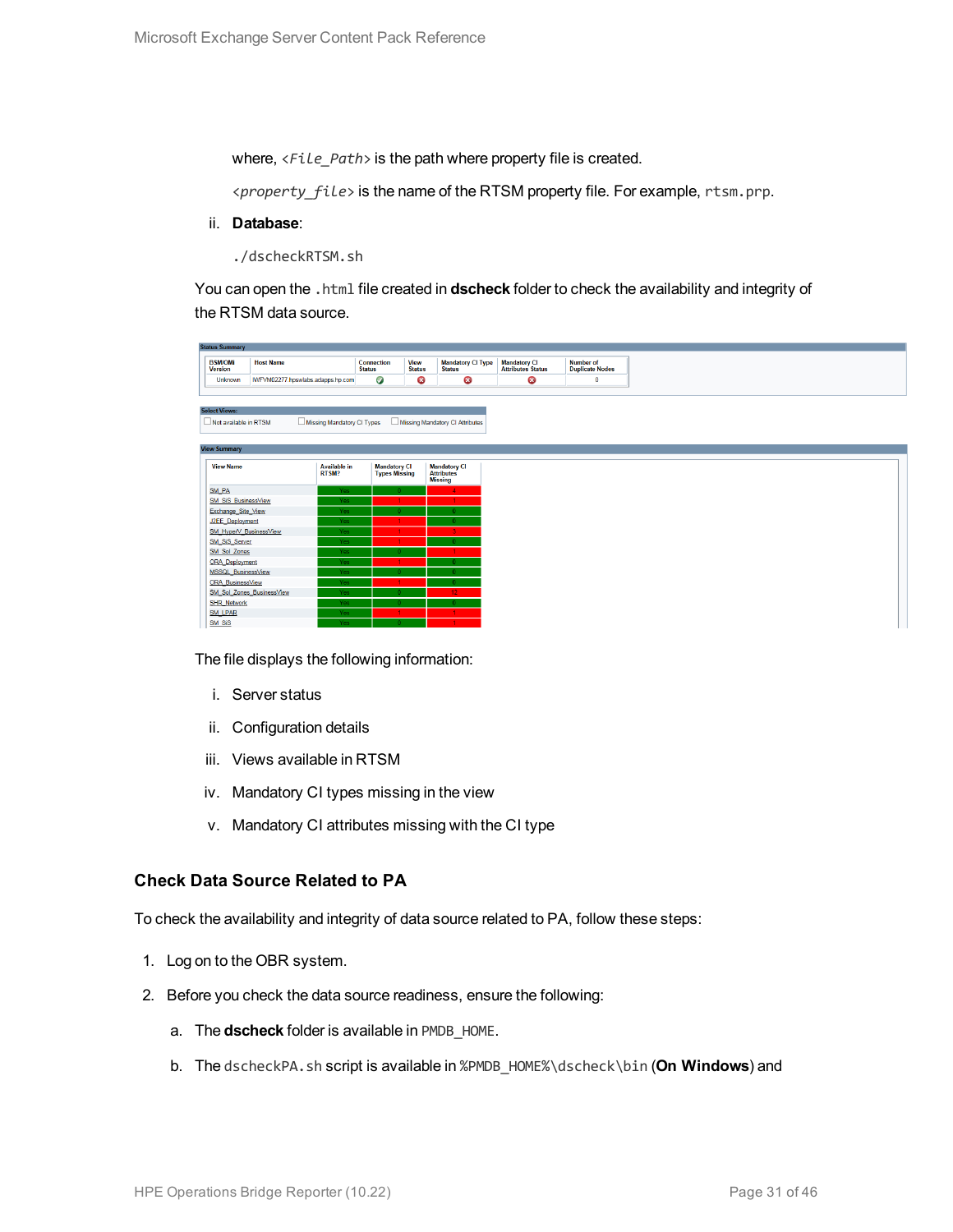where, `<File_Path>` is the path where property file is created.

`<property_file>` is the name of the RTSM property file. For example, `rtsm.prp`.

ii. **Database**:

```
./dscheckRTSM.sh
```

You can open the `.html` file created in **dscheck** folder to check the availability and integrity of the RTSM data source.

**Status Summary**

| BSM/OMi Version | Host Name | Connection Status | View Status | Mandatory CI Type Status | Mandatory CI Attributes Status | Number of Duplicate Nodes |
|---|---|---|---|---|---|---|
| Unknown | IWFVM02277.hpswlabs.adapps.hp.com | ✔ | ✖ | ✖ | ✖ | 0 |

**Select Views:**

☐ Not available in RTSM ☐ Missing Mandatory CI Types ☐ Missing Mandatory CI Attributes

**View Summary**

| View Name | Available in RTSM? | Mandatory CI Types Missing | Mandatory CI Attributes Missing |
|---|---|---|---|
| SM_PA | Yes | 0 | 4 |
| SM_SiS_BusinessView | Yes | 1 | 1 |
| Exchange_Site_View | Yes | 0 | 0 |
| J2EE_Deployment | Yes | 1 | 0 |
| SM_HyperV_BusinessView | Yes | 1 | 3 |
| SM_SiS_Server | Yes | 1 | 0 |
| SM_Sol_Zones | Yes | 0 | 1 |
| ORA_Deployment | Yes | 1 | 0 |
| MSSQL_BusinessView | Yes | 0 | 0 |
| ORA_BusinessView | Yes | 1 | 0 |
| SM_Sol_Zones_BusinessView | Yes | 0 | 12 |
| SHR_Network | Yes | 0 | 0 |
| SM_LPAR | Yes | 1 | 1 |
| SM_SiS | Yes | 0 | 1 |

The file displays the following information:

i. Server status

ii. Configuration details

iii. Views available in RTSM

iv. Mandatory CI types missing in the view

v. Mandatory CI attributes missing with the CI type

### Check Data Source Related to PA

To check the availability and integrity of data source related to PA, follow these steps:

1. Log on to the OBR system.
2. Before you check the data source readiness, ensure the following:
   a. The **dscheck** folder is available in `PMDB_HOME`.
   b. The `dscheckPA.sh` script is available in `%PMDB_HOME%\dscheck\bin` (**On Windows**) and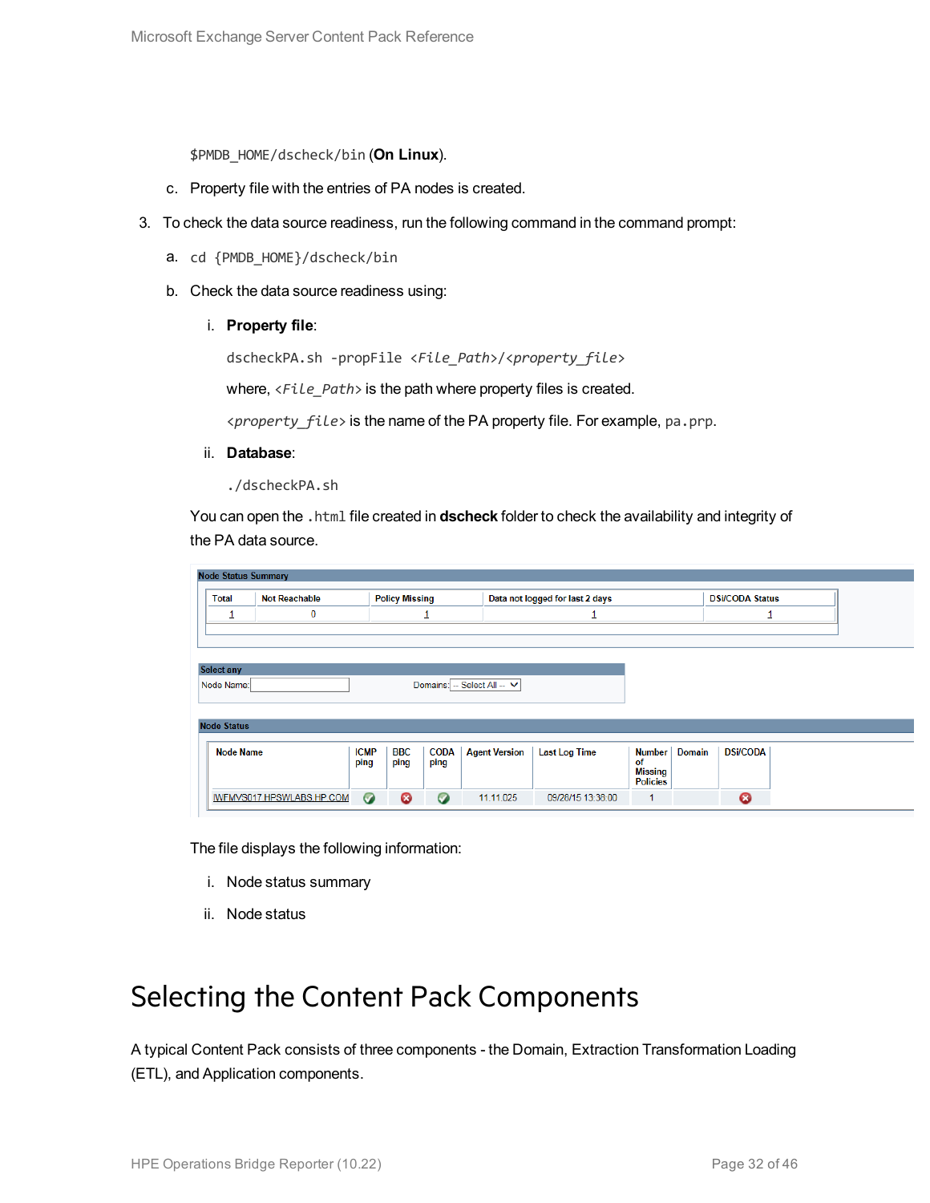`$PMDB_HOME/dscheck/bin` (**On Linux**).

c. Property file with the entries of PA nodes is created.

3. To check the data source readiness, run the following command in the command prompt:

   a. `cd {PMDB_HOME}/dscheck/bin`

   b. Check the data source readiness using:

      i. **Property file**:

      `dscheckPA.sh -propFile <File_Path>/<property_file>`

      where, *<File_Path>* is the path where property files is created.

      *<property_file>* is the name of the PA property file. For example, `pa.prp`.

      ii. **Database**:

      `./dscheckPA.sh`

   You can open the `.html` file created in **dscheck** folder to check the availability and integrity of the PA data source.

   **Node Status Summary**

   | Total | Not Reachable | Policy Missing | Data not logged for last 2 days | DSi/CODA Status |
   |---|---|---|---|---|
   | 1 | 0 | 1 | 1 | 1 |

   **Select any**

   Node Name: Domains: -- Select All --

   **Node Status**

   | Node Name | ICMP ping | BBC ping | CODA ping | Agent Version | Last Log Time | Number of Missing Policies | Domain | DSi/CODA |
   |---|---|---|---|---|---|---|---|---|
   | IWFMVS017.HPSWLABS.HP.COM | ✔ | ✖ | ✔ | 11.11.025 | 09/26/15 13:38:00 | 1 | | ✖ |

   The file displays the following information:

      i. Node status summary

      ii. Node status

# Selecting the Content Pack Components

A typical Content Pack consists of three components - the Domain, Extraction Transformation Loading (ETL), and Application components.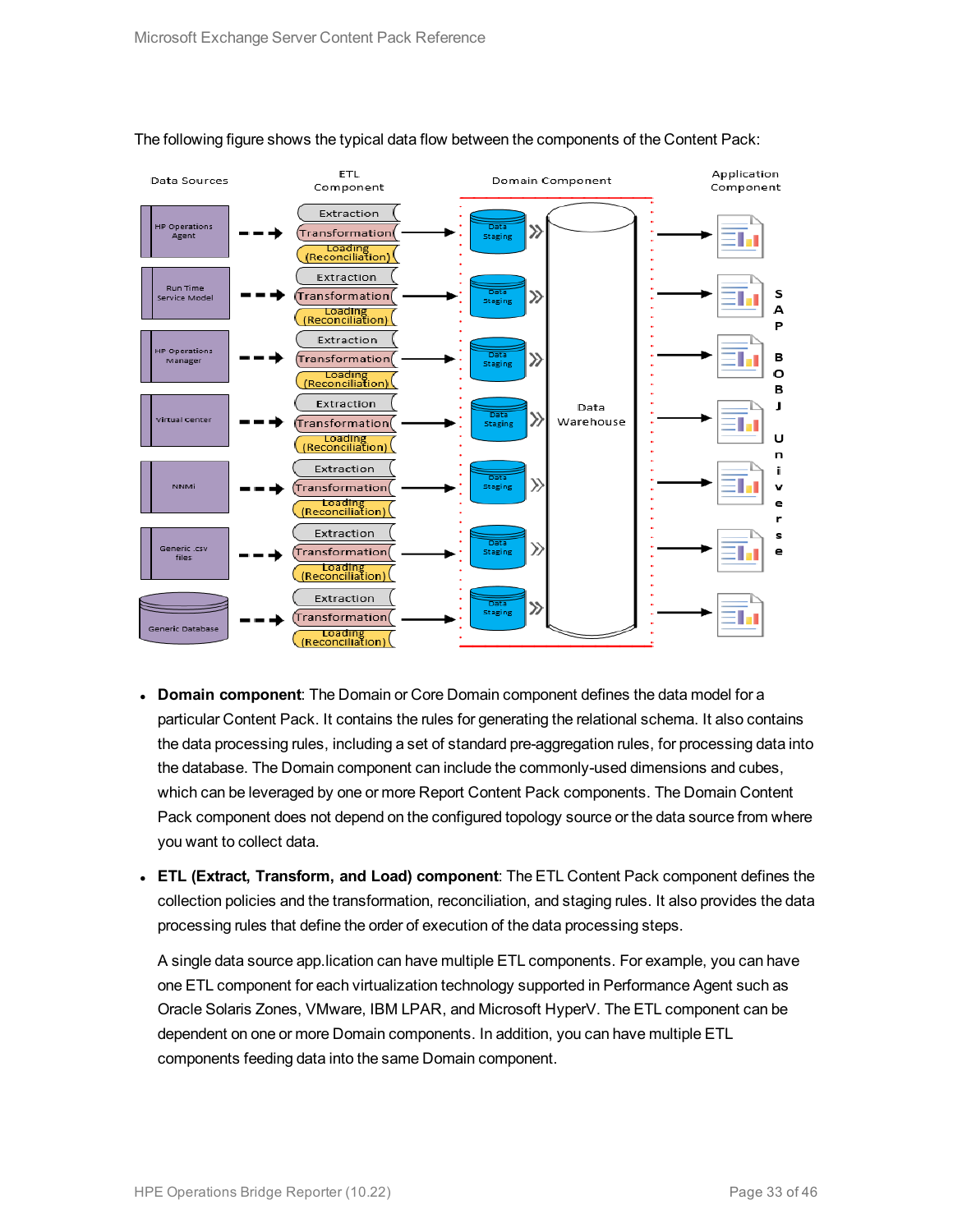The following figure shows the typical data flow between the components of the Content Pack:

- **Domain component**: The Domain or Core Domain component defines the data model for a particular Content Pack. It contains the rules for generating the relational schema. It also contains the data processing rules, including a set of standard pre-aggregation rules, for processing data into the database. The Domain component can include the commonly-used dimensions and cubes, which can be leveraged by one or more Report Content Pack components. The Domain Content Pack component does not depend on the configured topology source or the data source from where you want to collect data.

- **ETL (Extract, Transform, and Load) component**: The ETL Content Pack component defines the collection policies and the transformation, reconciliation, and staging rules. It also provides the data processing rules that define the order of execution of the data processing steps.

  A single data source app.lication can have multiple ETL components. For example, you can have one ETL component for each virtualization technology supported in Performance Agent such as Oracle Solaris Zones, VMware, IBM LPAR, and Microsoft HyperV. The ETL component can be dependent on one or more Domain components. In addition, you can have multiple ETL components feeding data into the same Domain component.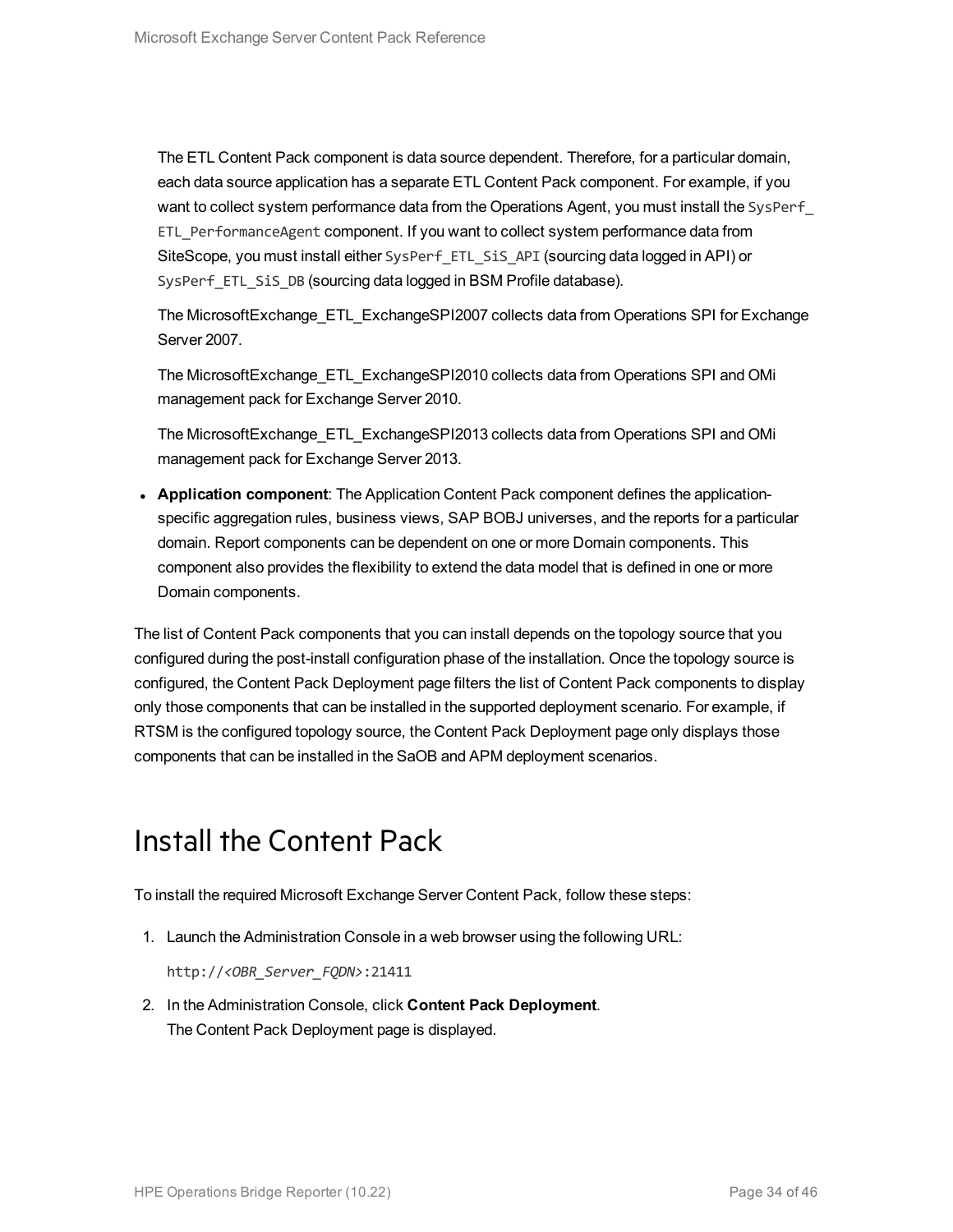The ETL Content Pack component is data source dependent. Therefore, for a particular domain, each data source application has a separate ETL Content Pack component. For example, if you want to collect system performance data from the Operations Agent, you must install the `SysPerf_ETL_PerformanceAgent` component. If you want to collect system performance data from SiteScope, you must install either `SysPerf_ETL_SiS_API` (sourcing data logged in API) or `SysPerf_ETL_SiS_DB` (sourcing data logged in BSM Profile database).

The MicrosoftExchange_ETL_ExchangeSPI2007 collects data from Operations SPI for Exchange Server 2007.

The MicrosoftExchange_ETL_ExchangeSPI2010 collects data from Operations SPI and OMi management pack for Exchange Server 2010.

The MicrosoftExchange_ETL_ExchangeSPI2013 collects data from Operations SPI and OMi management pack for Exchange Server 2013.

- **Application component**: The Application Content Pack component defines the application-specific aggregation rules, business views, SAP BOBJ universes, and the reports for a particular domain. Report components can be dependent on one or more Domain components. This component also provides the flexibility to extend the data model that is defined in one or more Domain components.

The list of Content Pack components that you can install depends on the topology source that you configured during the post-install configuration phase of the installation. Once the topology source is configured, the Content Pack Deployment page filters the list of Content Pack components to display only those components that can be installed in the supported deployment scenario. For example, if RTSM is the configured topology source, the Content Pack Deployment page only displays those components that can be installed in the SaOB and APM deployment scenarios.

# Install the Content Pack

To install the required Microsoft Exchange Server Content Pack, follow these steps:

1. Launch the Administration Console in a web browser using the following URL:

   `http://<OBR_Server_FQDN>:21411`

2. In the Administration Console, click **Content Pack Deployment**.
   The Content Pack Deployment page is displayed.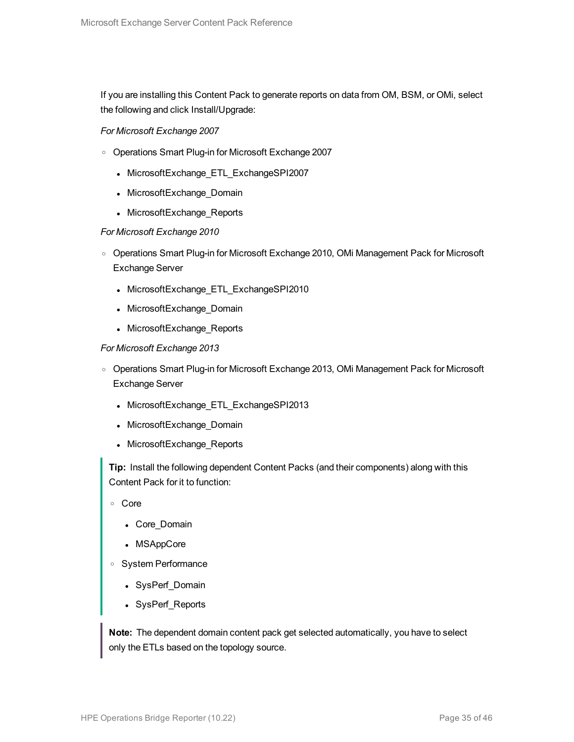If you are installing this Content Pack to generate reports on data from OM, BSM, or OMi, select the following and click Install/Upgrade:

*For Microsoft Exchange 2007*

- Operations Smart Plug-in for Microsoft Exchange 2007
  - MicrosoftExchange_ETL_ExchangeSPI2007
  - MicrosoftExchange_Domain
  - MicrosoftExchange_Reports

*For Microsoft Exchange 2010*

- Operations Smart Plug-in for Microsoft Exchange 2010, OMi Management Pack for Microsoft Exchange Server
  - MicrosoftExchange_ETL_ExchangeSPI2010
  - MicrosoftExchange_Domain
  - MicrosoftExchange_Reports

*For Microsoft Exchange 2013*

- Operations Smart Plug-in for Microsoft Exchange 2013, OMi Management Pack for Microsoft Exchange Server
  - MicrosoftExchange_ETL_ExchangeSPI2013
  - MicrosoftExchange_Domain
  - MicrosoftExchange_Reports

> **Tip:** Install the following dependent Content Packs (and their components) along with this Content Pack for it to function:
>
> - Core
>   - Core_Domain
>   - MSAppCore
> - System Performance
>   - SysPerf_Domain
>   - SysPerf_Reports

> **Note:** The dependent domain content pack get selected automatically, you have to select only the ETLs based on the topology source.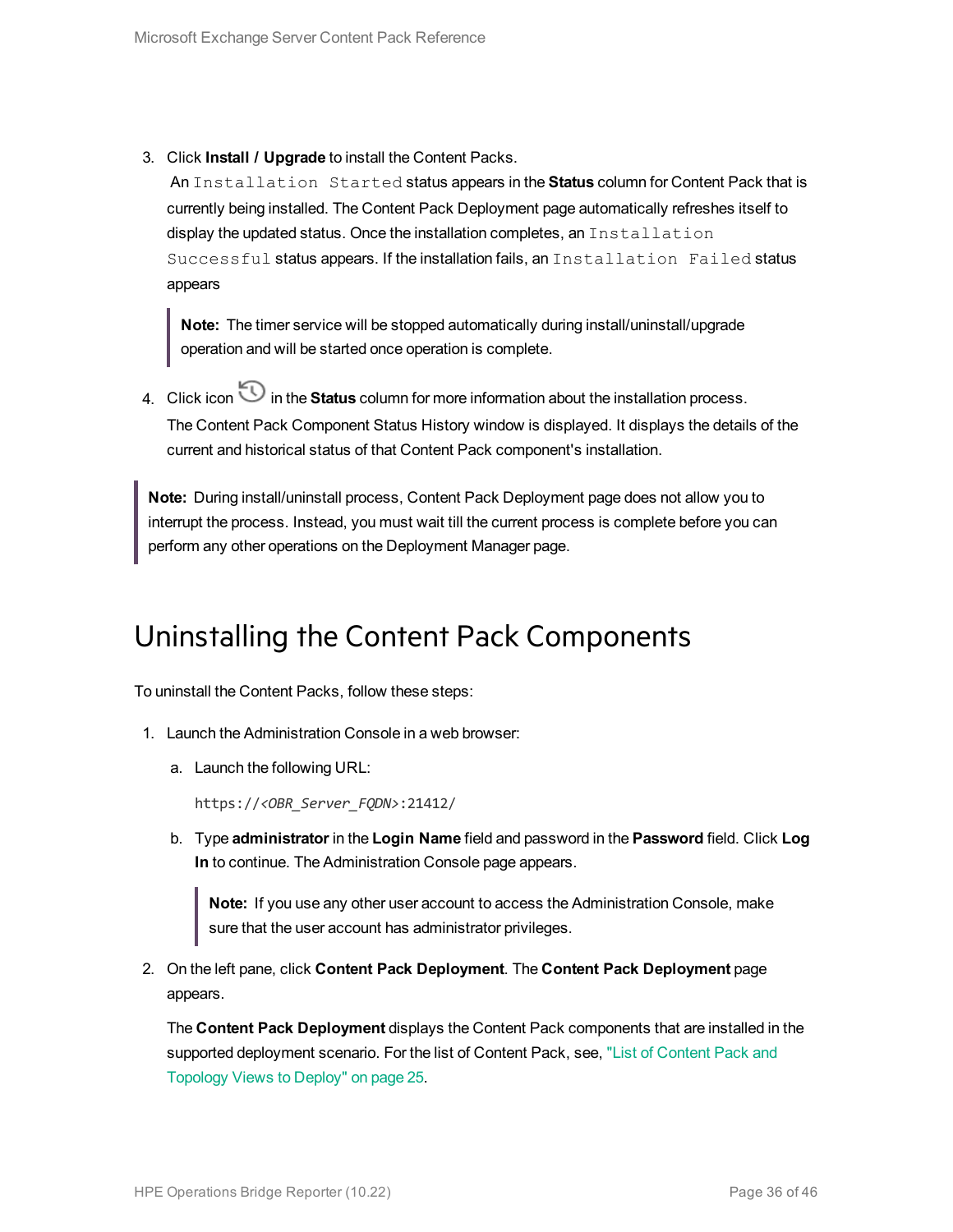3. Click **Install / Upgrade** to install the Content Packs.

   An `Installation Started` status appears in the **Status** column for Content Pack that is currently being installed. The Content Pack Deployment page automatically refreshes itself to display the updated status. Once the installation completes, an `Installation Successful` status appears. If the installation fails, an `Installation Failed` status appears

   > **Note:** The timer service will be stopped automatically during install/uninstall/upgrade operation and will be started once operation is complete.

4. Click icon in the **Status** column for more information about the installation process.

   The Content Pack Component Status History window is displayed. It displays the details of the current and historical status of that Content Pack component's installation.

> **Note:** During install/uninstall process, Content Pack Deployment page does not allow you to interrupt the process. Instead, you must wait till the current process is complete before you can perform any other operations on the Deployment Manager page.

# Uninstalling the Content Pack Components

To uninstall the Content Packs, follow these steps:

1. Launch the Administration Console in a web browser:

   a. Launch the following URL:

      ```
      https://<OBR_Server_FQDN>:21412/
      ```

   b. Type **administrator** in the **Login Name** field and password in the **Password** field. Click **Log In** to continue. The Administration Console page appears.

      > **Note:** If you use any other user account to access the Administration Console, make sure that the user account has administrator privileges.

2. On the left pane, click **Content Pack Deployment**. The **Content Pack Deployment** page appears.

   The **Content Pack Deployment** displays the Content Pack components that are installed in the supported deployment scenario. For the list of Content Pack, see, "List of Content Pack and Topology Views to Deploy" on page 25.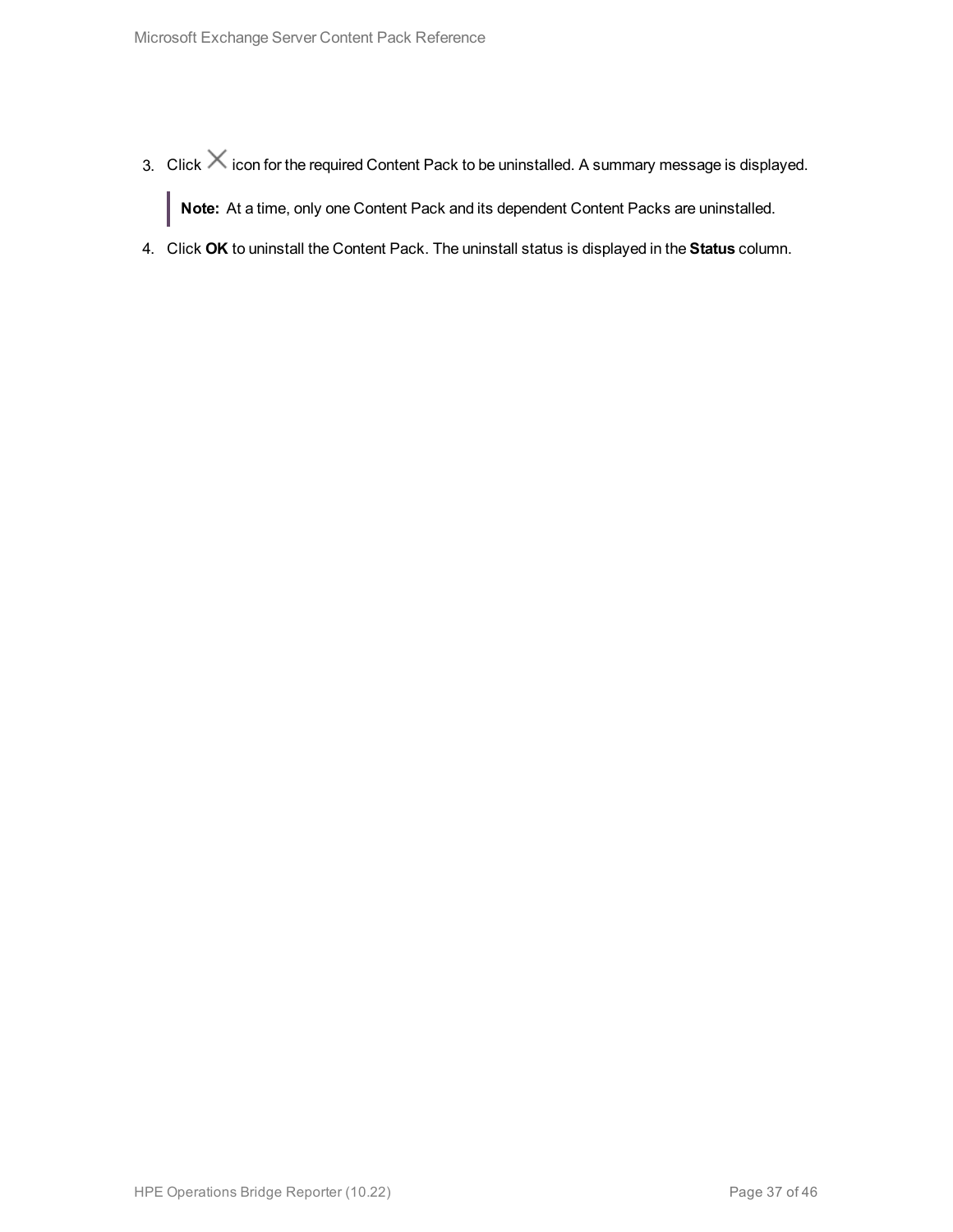3. Click × icon for the required Content Pack to be uninstalled. A summary message is displayed.

   > **Note:** At a time, only one Content Pack and its dependent Content Packs are uninstalled.

4. Click **OK** to uninstall the Content Pack. The uninstall status is displayed in the **Status** column.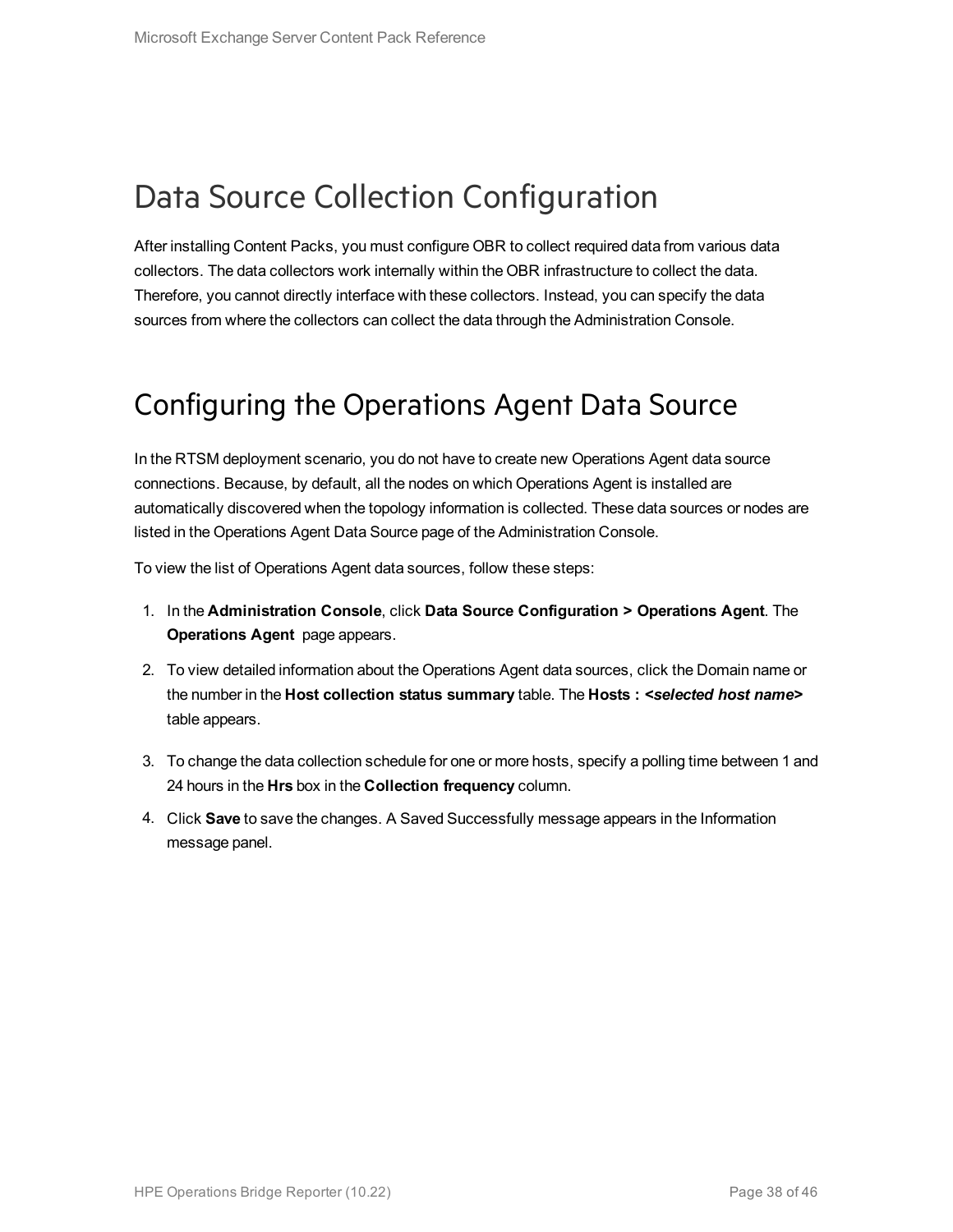# Data Source Collection Configuration

After installing Content Packs, you must configure OBR to collect required data from various data collectors. The data collectors work internally within the OBR infrastructure to collect the data. Therefore, you cannot directly interface with these collectors. Instead, you can specify the data sources from where the collectors can collect the data through the Administration Console.

# Configuring the Operations Agent Data Source

In the RTSM deployment scenario, you do not have to create new Operations Agent data source connections. Because, by default, all the nodes on which Operations Agent is installed are automatically discovered when the topology information is collected. These data sources or nodes are listed in the Operations Agent Data Source page of the Administration Console.

To view the list of Operations Agent data sources, follow these steps:

1. In the **Administration Console**, click **Data Source Configuration > Operations Agent**. The **Operations Agent** page appears.
2. To view detailed information about the Operations Agent data sources, click the Domain name or the number in the **Host collection status summary** table. The **Hosts : *<selected host name>*** table appears.
3. To change the data collection schedule for one or more hosts, specify a polling time between 1 and 24 hours in the **Hrs** box in the **Collection frequency** column.
4. Click **Save** to save the changes. A Saved Successfully message appears in the Information message panel.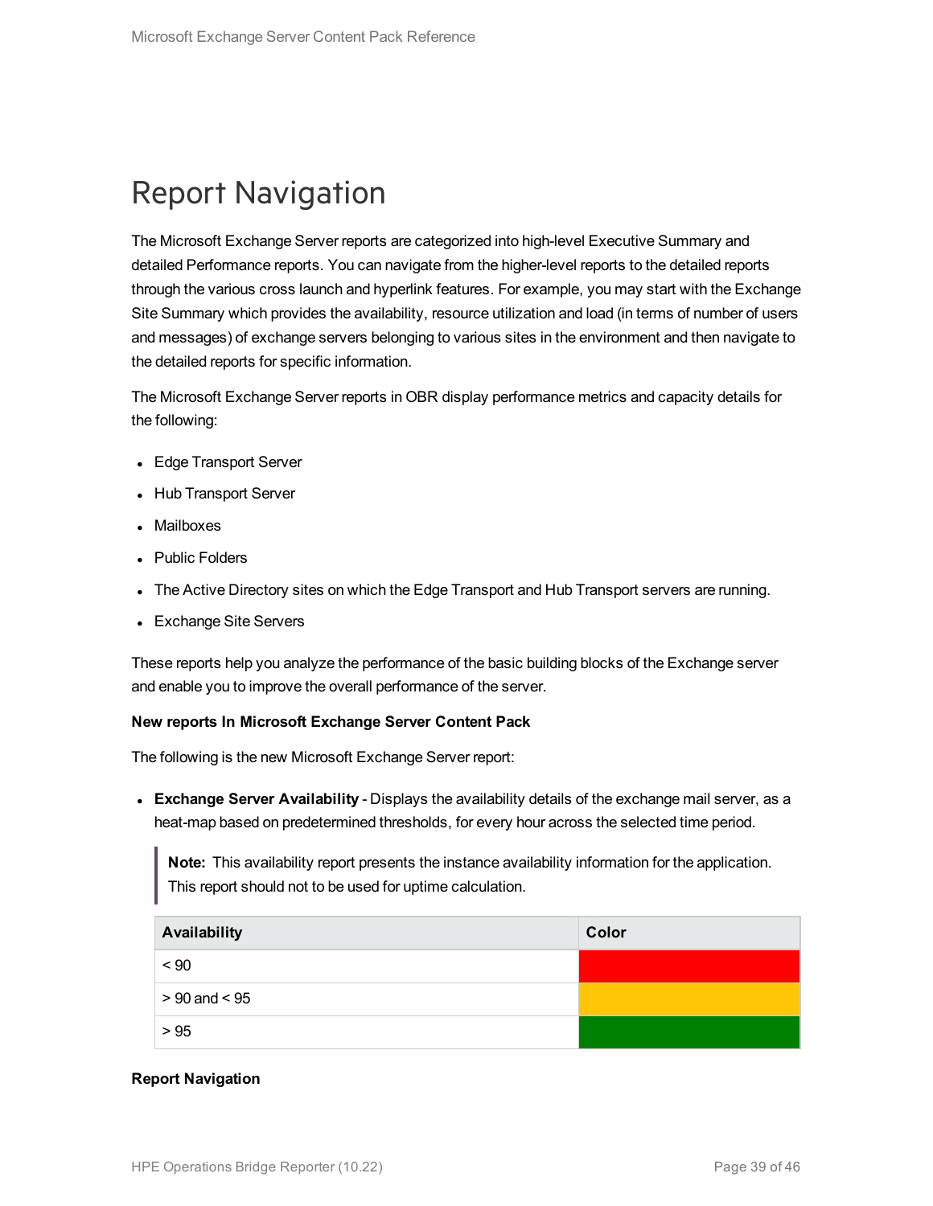# Report Navigation

The Microsoft Exchange Server reports are categorized into high-level Executive Summary and detailed Performance reports. You can navigate from the higher-level reports to the detailed reports through the various cross launch and hyperlink features. For example, you may start with the Exchange Site Summary which provides the availability, resource utilization and load (in terms of number of users and messages) of exchange servers belonging to various sites in the environment and then navigate to the detailed reports for specific information.

The Microsoft Exchange Server reports in OBR display performance metrics and capacity details for the following:

- Edge Transport Server
- Hub Transport Server
- Mailboxes
- Public Folders
- The Active Directory sites on which the Edge Transport and Hub Transport servers are running.
- Exchange Site Servers

These reports help you analyze the performance of the basic building blocks of the Exchange server and enable you to improve the overall performance of the server.

**New reports In Microsoft Exchange Server Content Pack**

The following is the new Microsoft Exchange Server report:

- **Exchange Server Availability** - Displays the availability details of the exchange mail server, as a heat-map based on predetermined thresholds, for every hour across the selected time period.

> **Note:** This availability report presents the instance availability information for the application. This report should not to be used for uptime calculation.

| Availability | Color |
| --- | --- |
| < 90 | Red |
| > 90 and < 95 | Yellow |
| > 95 | Green |

**Report Navigation**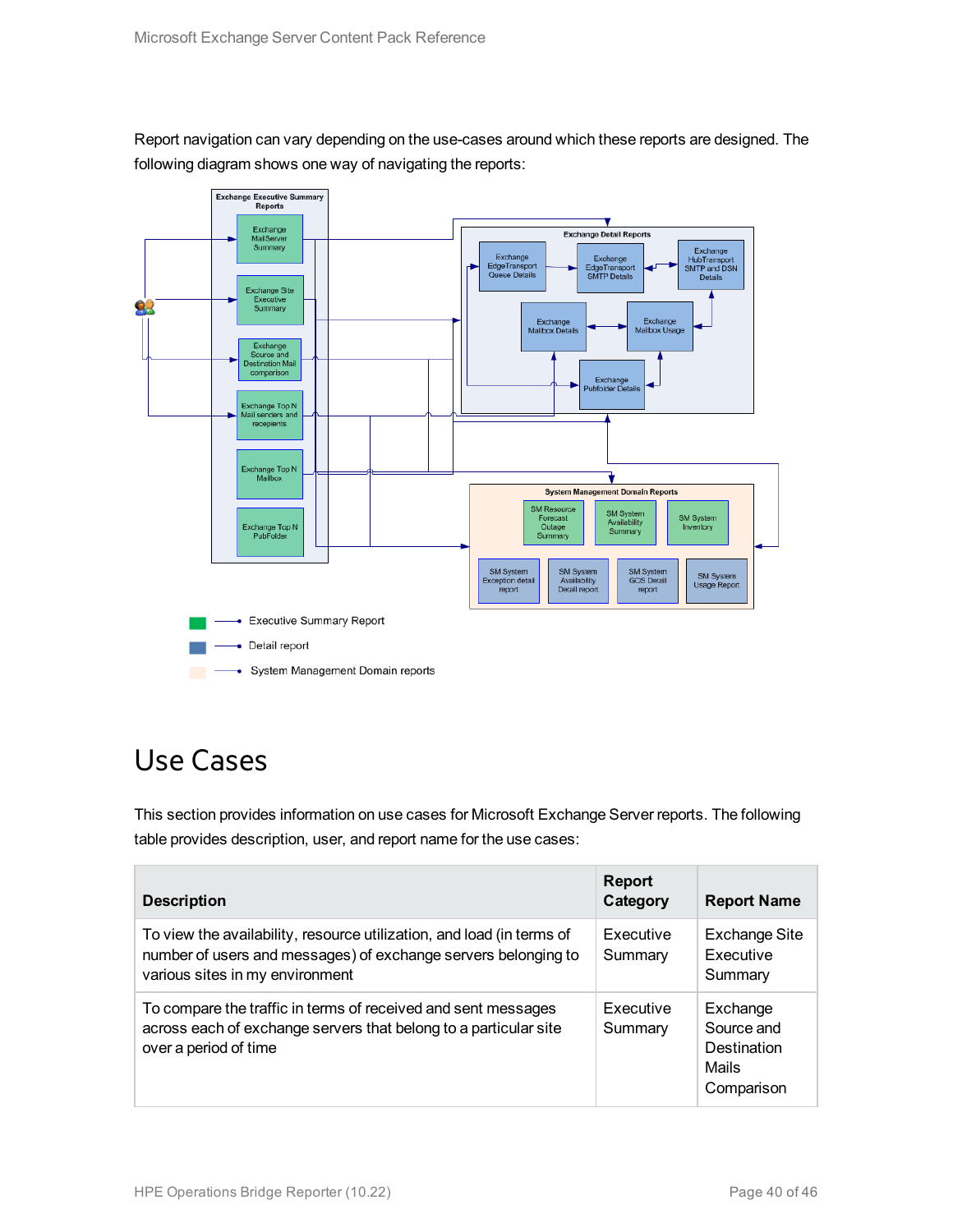Report navigation can vary depending on the use-cases around which these reports are designed. The following diagram shows one way of navigating the reports:

Exchange Executive Summary Reports

Exchange MailServer Summary

Exchange Site Executive Summary

Exchange Source and Destination Mail comparison

Exchange Top N Mail senders and receipients

Exchange Top N Mailbox

Exchange Top N PubFolder

Exchange Detail Reports

Exchange EdgeTransport Queue Details

Exchange EdgeTransport SMTP Details

Exchange HubTransport SMTP and DSN Details

Exchange Mailbox Details

Exchange Mailbox Usage

Exchange Pubfolder Details

System Management Domain Reports

SM Resource Forecast Outage Summary

SM System Availability Summary

SM System Inventory

SM System Exception detail report

SM System Availability Detail report

SM System GCS Detail report

SM System Usage Report

Executive Summary Report

Detail report

System Management Domain reports

# Use Cases

This section provides information on use cases for Microsoft Exchange Server reports. The following table provides description, user, and report name for the use cases:

| Description | Report Category | Report Name |
|---|---|---|
| To view the availability, resource utilization, and load (in terms of number of users and messages) of exchange servers belonging to various sites in my environment | Executive Summary | Exchange Site Executive Summary |
| To compare the traffic in terms of received and sent messages across each of exchange servers that belong to a particular site over a period of time | Executive Summary | Exchange Source and Destination Mails Comparison |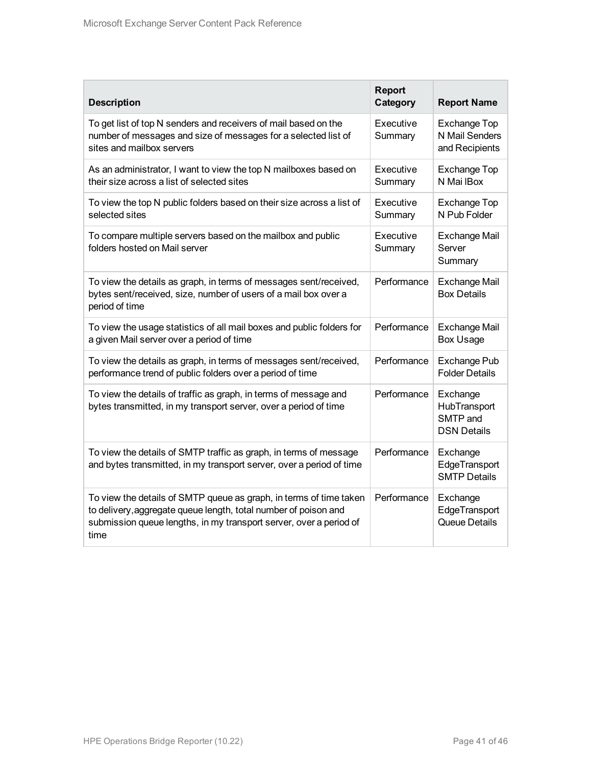| Description | Report Category | Report Name |
|---|---|---|
| To get list of top N senders and receivers of mail based on the number of messages and size of messages for a selected list of sites and mailbox servers | Executive Summary | Exchange Top N Mail Senders and Recipients |
| As an administrator, I want to view the top N mailboxes based on their size across a list of selected sites | Executive Summary | Exchange Top N Mai lBox |
| To view the top N public folders based on their size across a list of selected sites | Executive Summary | Exchange Top N Pub Folder |
| To compare multiple servers based on the mailbox and public folders hosted on Mail server | Executive Summary | Exchange Mail Server Summary |
| To view the details as graph, in terms of messages sent/received, bytes sent/received, size, number of users of a mail box over a period of time | Performance | Exchange Mail Box Details |
| To view the usage statistics of all mail boxes and public folders for a given Mail server over a period of time | Performance | Exchange Mail Box Usage |
| To view the details as graph, in terms of messages sent/received, performance trend of public folders over a period of time | Performance | Exchange Pub Folder Details |
| To view the details of traffic as graph, in terms of message and bytes transmitted, in my transport server, over a period of time | Performance | Exchange HubTransport SMTP and DSN Details |
| To view the details of SMTP traffic as graph, in terms of message and bytes transmitted, in my transport server, over a period of time | Performance | Exchange EdgeTransport SMTP Details |
| To view the details of SMTP queue as graph, in terms of time taken to delivery,aggregate queue length, total number of poison and submission queue lengths, in my transport server, over a period of time | Performance | Exchange EdgeTransport Queue Details |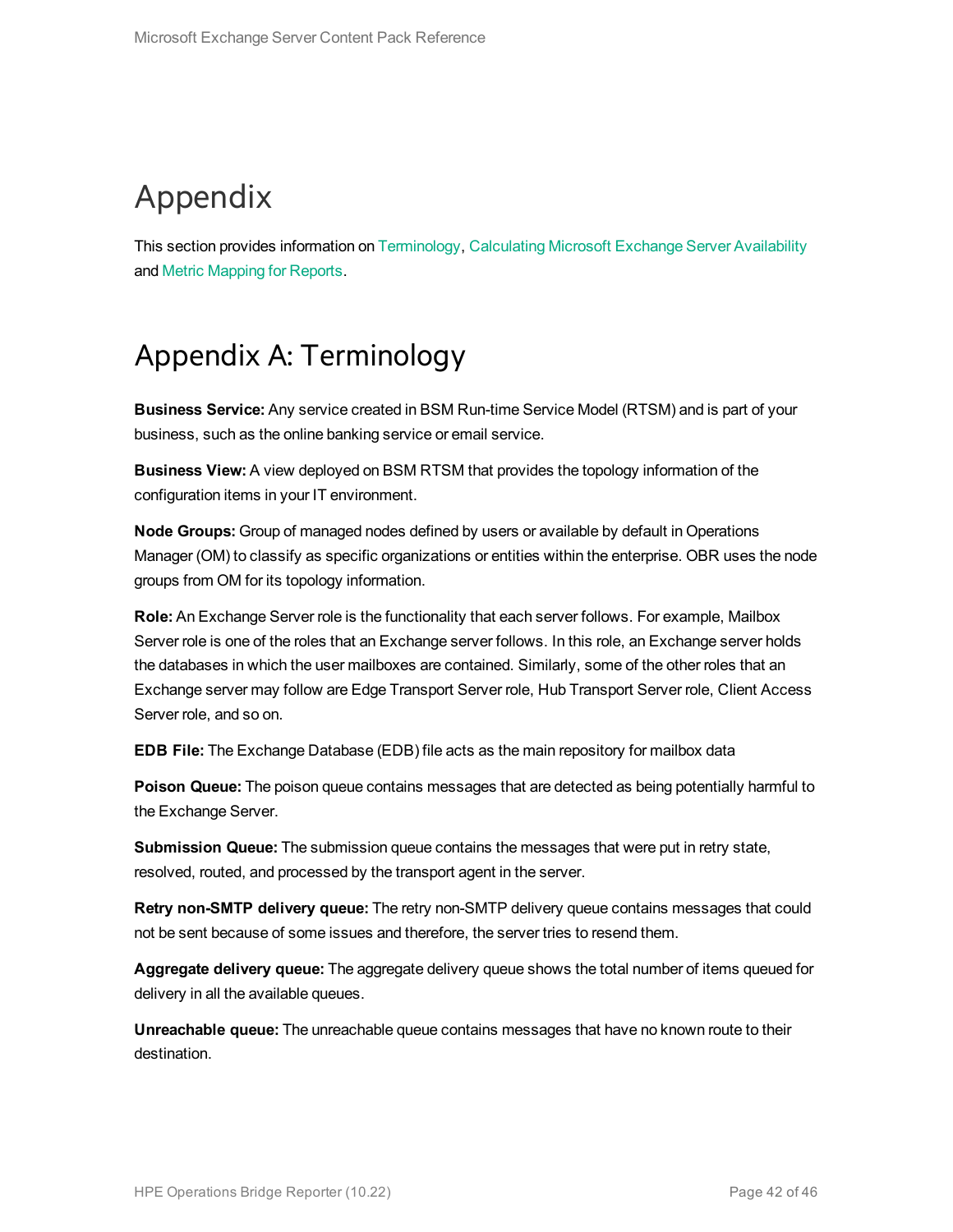# Appendix

This section provides information on Terminology, Calculating Microsoft Exchange Server Availability and Metric Mapping for Reports.

## Appendix A: Terminology

**Business Service:** Any service created in BSM Run-time Service Model (RTSM) and is part of your business, such as the online banking service or email service.

**Business View:** A view deployed on BSM RTSM that provides the topology information of the configuration items in your IT environment.

**Node Groups:** Group of managed nodes defined by users or available by default in Operations Manager (OM) to classify as specific organizations or entities within the enterprise. OBR uses the node groups from OM for its topology information.

**Role:** An Exchange Server role is the functionality that each server follows. For example, Mailbox Server role is one of the roles that an Exchange server follows. In this role, an Exchange server holds the databases in which the user mailboxes are contained. Similarly, some of the other roles that an Exchange server may follow are Edge Transport Server role, Hub Transport Server role, Client Access Server role, and so on.

**EDB File:** The Exchange Database (EDB) file acts as the main repository for mailbox data

**Poison Queue:** The poison queue contains messages that are detected as being potentially harmful to the Exchange Server.

**Submission Queue:** The submission queue contains the messages that were put in retry state, resolved, routed, and processed by the transport agent in the server.

**Retry non-SMTP delivery queue:** The retry non-SMTP delivery queue contains messages that could not be sent because of some issues and therefore, the server tries to resend them.

**Aggregate delivery queue:** The aggregate delivery queue shows the total number of items queued for delivery in all the available queues.

**Unreachable queue:** The unreachable queue contains messages that have no known route to their destination.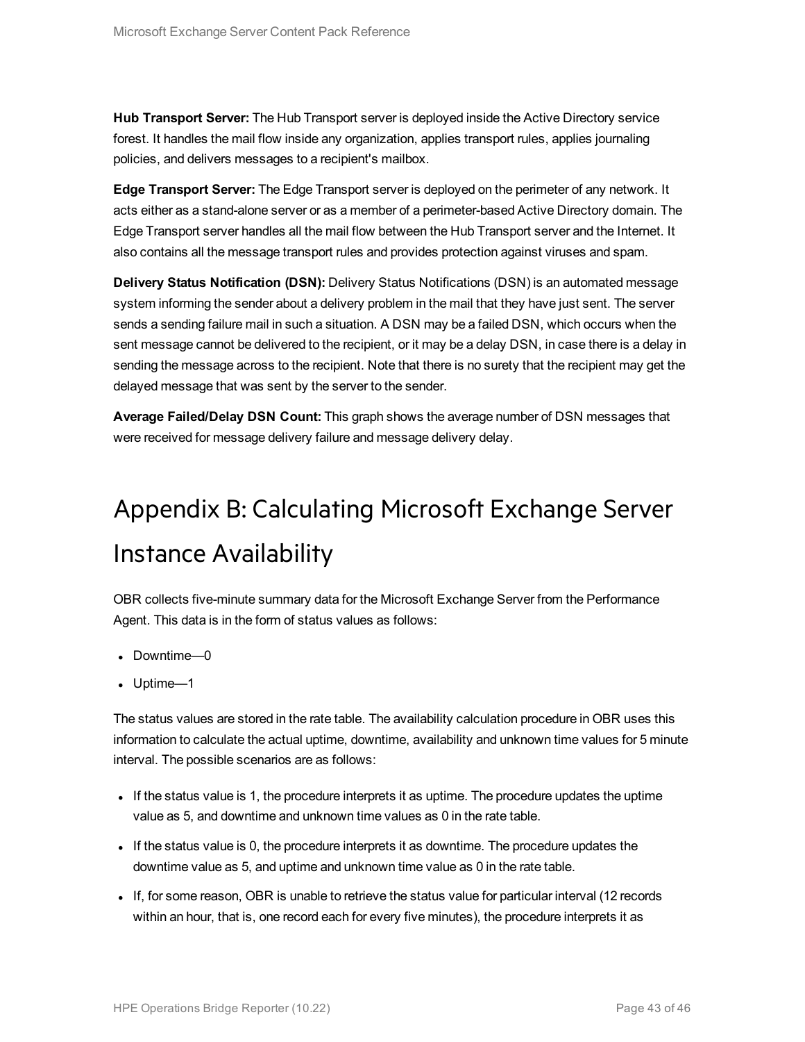**Hub Transport Server:** The Hub Transport server is deployed inside the Active Directory service forest. It handles the mail flow inside any organization, applies transport rules, applies journaling policies, and delivers messages to a recipient's mailbox.

**Edge Transport Server:** The Edge Transport server is deployed on the perimeter of any network. It acts either as a stand-alone server or as a member of a perimeter-based Active Directory domain. The Edge Transport server handles all the mail flow between the Hub Transport server and the Internet. It also contains all the message transport rules and provides protection against viruses and spam.

**Delivery Status Notification (DSN):** Delivery Status Notifications (DSN) is an automated message system informing the sender about a delivery problem in the mail that they have just sent. The server sends a sending failure mail in such a situation. A DSN may be a failed DSN, which occurs when the sent message cannot be delivered to the recipient, or it may be a delay DSN, in case there is a delay in sending the message across to the recipient. Note that there is no surety that the recipient may get the delayed message that was sent by the server to the sender.

**Average Failed/Delay DSN Count:** This graph shows the average number of DSN messages that were received for message delivery failure and message delivery delay.

# Appendix B: Calculating Microsoft Exchange Server Instance Availability

OBR collects five-minute summary data for the Microsoft Exchange Server from the Performance Agent. This data is in the form of status values as follows:

- Downtime—0
- Uptime—1

The status values are stored in the rate table. The availability calculation procedure in OBR uses this information to calculate the actual uptime, downtime, availability and unknown time values for 5 minute interval. The possible scenarios are as follows:

- If the status value is 1, the procedure interprets it as uptime. The procedure updates the uptime value as 5, and downtime and unknown time values as 0 in the rate table.
- If the status value is 0, the procedure interprets it as downtime. The procedure updates the downtime value as 5, and uptime and unknown time value as 0 in the rate table.
- If, for some reason, OBR is unable to retrieve the status value for particular interval (12 records within an hour, that is, one record each for every five minutes), the procedure interprets it as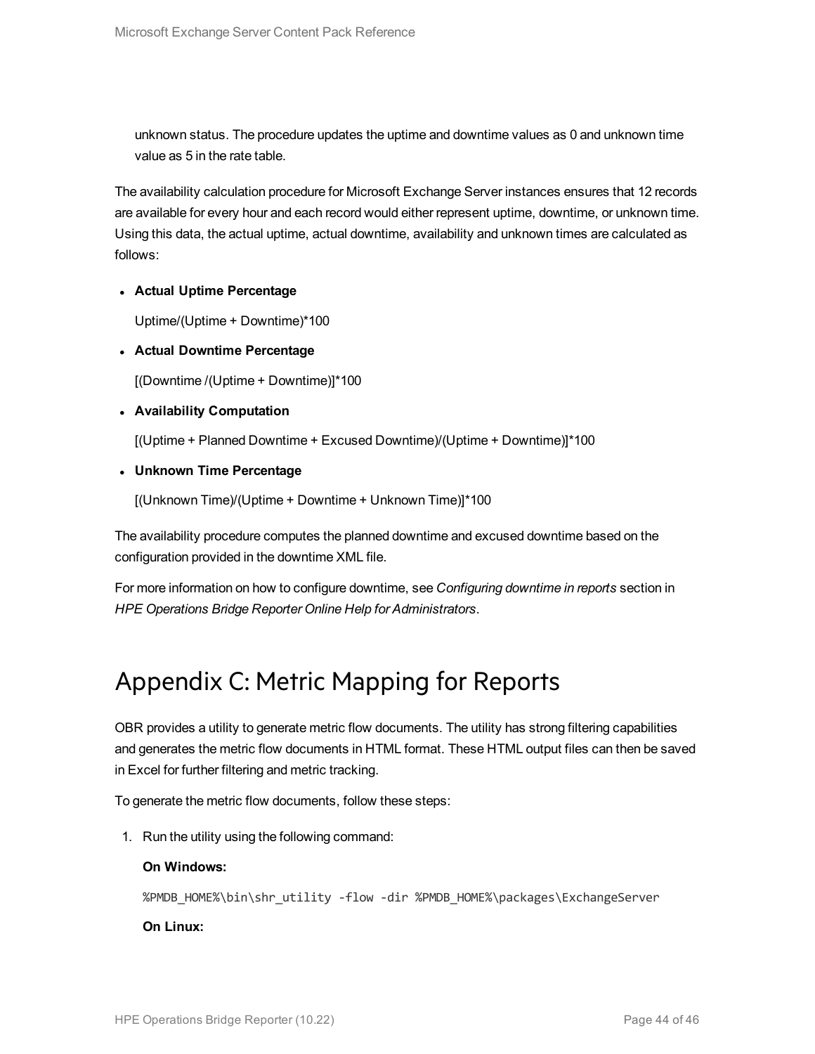unknown status. The procedure updates the uptime and downtime values as 0 and unknown time value as 5 in the rate table.

The availability calculation procedure for Microsoft Exchange Server instances ensures that 12 records are available for every hour and each record would either represent uptime, downtime, or unknown time. Using this data, the actual uptime, actual downtime, availability and unknown times are calculated as follows:

- **Actual Uptime Percentage**

  Uptime/(Uptime + Downtime)*100

- **Actual Downtime Percentage**

  [(Downtime /(Uptime + Downtime)]*100

- **Availability Computation**

  [(Uptime + Planned Downtime + Excused Downtime)/(Uptime + Downtime)]*100

- **Unknown Time Percentage**

  [(Unknown Time)/(Uptime + Downtime + Unknown Time)]*100

The availability procedure computes the planned downtime and excused downtime based on the configuration provided in the downtime XML file.

For more information on how to configure downtime, see *Configuring downtime in reports* section in *HPE Operations Bridge Reporter Online Help for Administrators*.

# Appendix C: Metric Mapping for Reports

OBR provides a utility to generate metric flow documents. The utility has strong filtering capabilities and generates the metric flow documents in HTML format. These HTML output files can then be saved in Excel for further filtering and metric tracking.

To generate the metric flow documents, follow these steps:

1. Run the utility using the following command:

   **On Windows:**

   ```
   %PMDB_HOME%\bin\shr_utility -flow -dir %PMDB_HOME%\packages\ExchangeServer
   ```

   **On Linux:**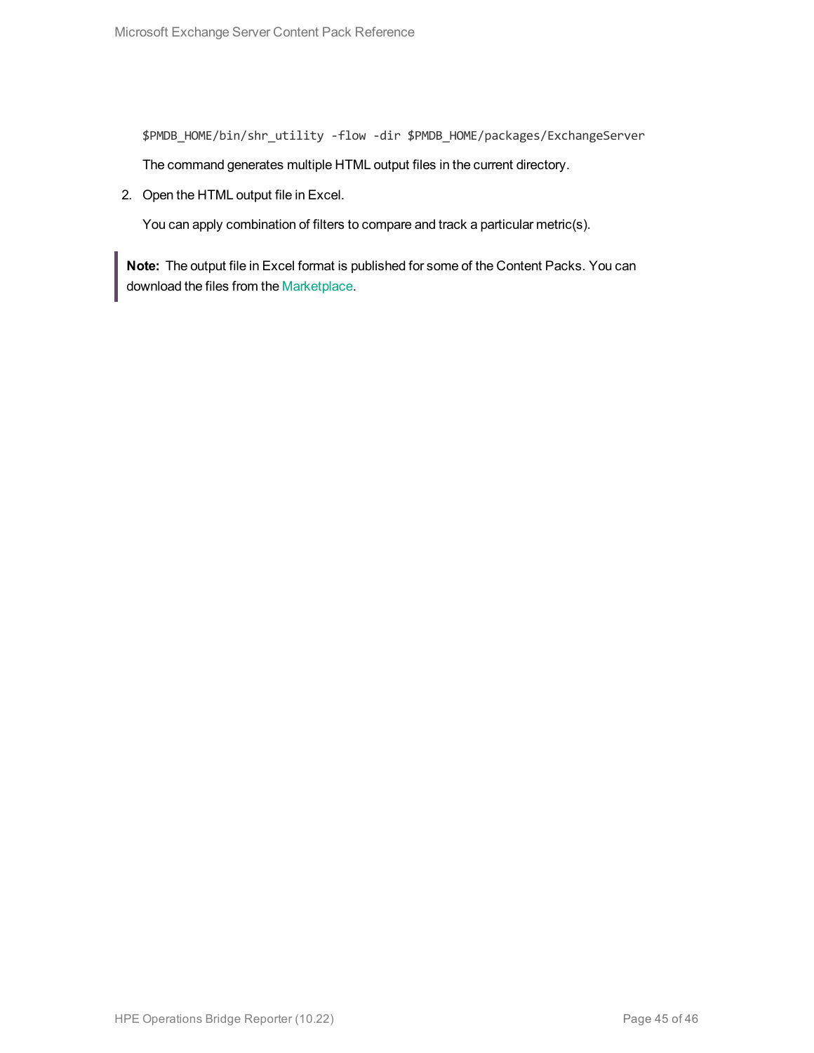```
$PMDB_HOME/bin/shr_utility -flow -dir $PMDB_HOME/packages/ExchangeServer
```

The command generates multiple HTML output files in the current directory.

2. Open the HTML output file in Excel.

   You can apply combination of filters to compare and track a particular metric(s).

> **Note:** The output file in Excel format is published for some of the Content Packs. You can download the files from the Marketplace.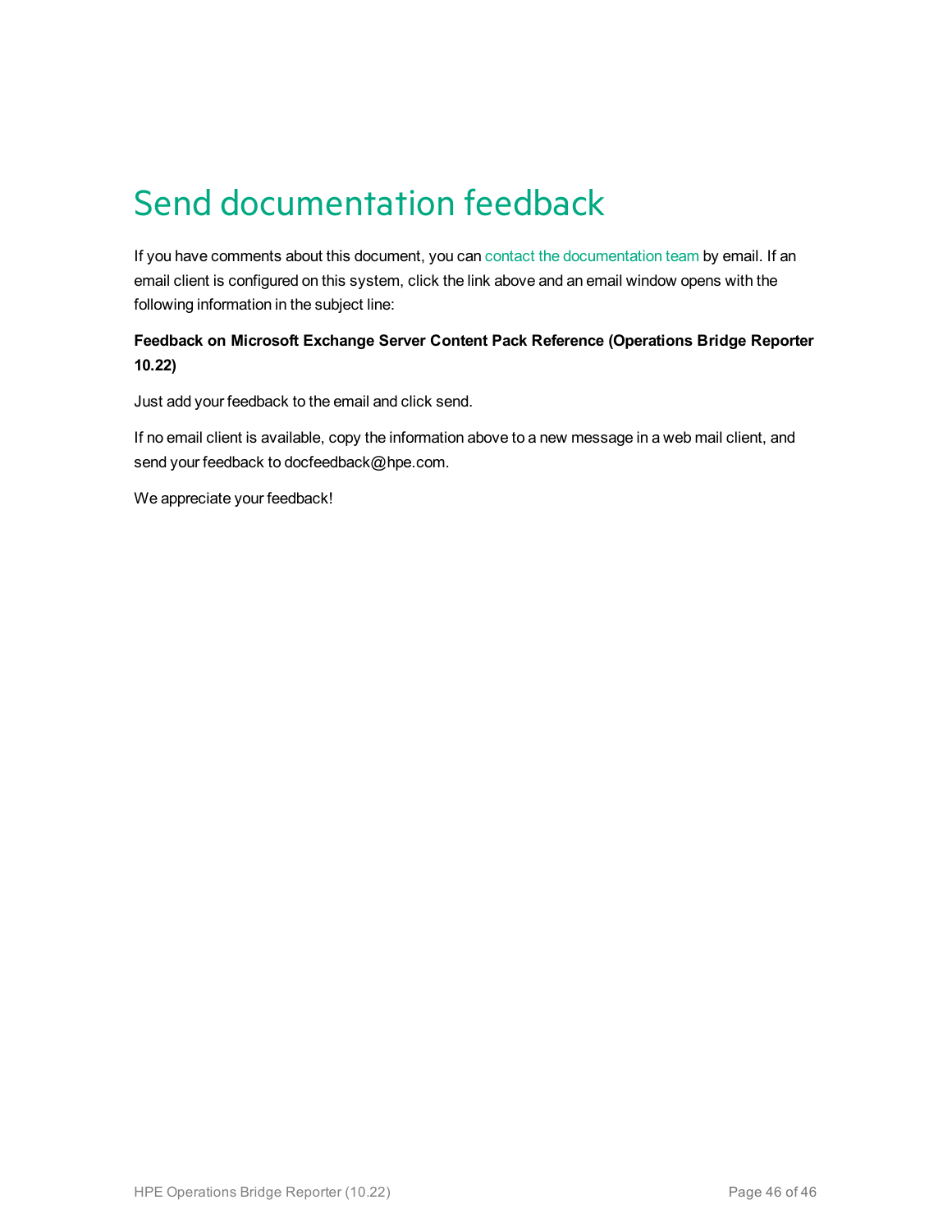# Send documentation feedback

If you have comments about this document, you can contact the documentation team by email. If an email client is configured on this system, click the link above and an email window opens with the following information in the subject line:

**Feedback on Microsoft Exchange Server Content Pack Reference (Operations Bridge Reporter 10.22)**

Just add your feedback to the email and click send.

If no email client is available, copy the information above to a new message in a web mail client, and send your feedback to docfeedback@hpe.com.

We appreciate your feedback!